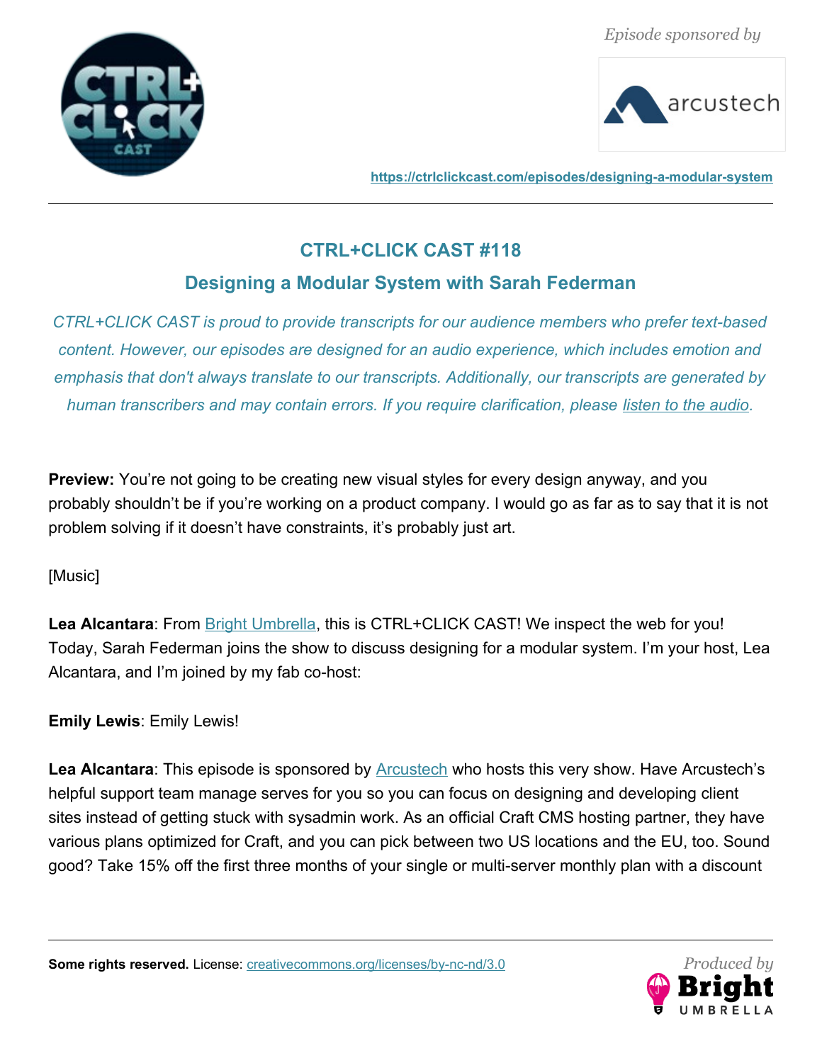*Episode sponsored by*

https://ctrlclickcast.com/episodes/designing-a-modular-system

## CTRL+CLICK CAST #118

## Designing a Modular System with Sarah Federman

*CTRL+CLICK CAST is proud to provide transcripts for our audience members who prefer text-based content. However, our episodes are designed for an audio experience, which includes emotion and emphasis that don't always translate to our transcripts. Additionally, our transcripts are generated by human transcribers and may contain errors. If you require clarification, please listen to the audio.*

**Preview:** You're not going to be creating new visual styles for every design anyway, and you probably shouldn't be if you're working on a product company. I would go as far as to say that it is not problem solving if it doesn't have constraints, it's probably just art.

[Music]

**Lea Alcantara**: From Bright Umbrella, this is CTRL+CLICK CAST! We inspect the web for you! Today, Sarah Federman joins the show to discuss designing for a modular system. I'm your host, Lea Alcantara, and I'm joined by my fab co-host:

**Emily Lewis**: Emily Lewis!

**Lea Alcantara**: This episode is sponsored by Arcustech who hosts this very show. Have Arcustech's helpful support team manage serves for you so you can focus on designing and developing client sites instead of getting stuck with sysadmin work. As an official Craft CMS hosting partner, they have various plans optimized for Craft, and you can pick between two US locations and the EU, too. Sound good? Take 15% off the first three months of your single or multi-server monthly plan with a discount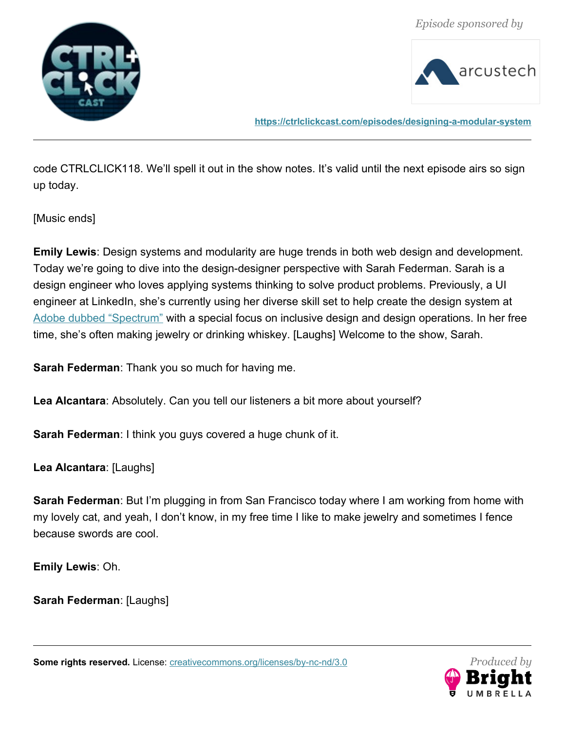code CTRLCLICK118. We'll spell it out in the show notes. It's valid until the next episode airs so sign up today.

[Music ends]

**Emily Lewis**: Design systems and modularity are huge trends in both web design and development. Today we're going to dive into the design-designer perspective with Sarah Federman. Sarah is a design engineer who loves applying systems thinking to solve product problems. Previously, a UI engineer at LinkedIn, she's currently using her diverse skill set to help create the design system at Adobe dubbed "Spectrum" with a special focus on inclusive design and design operations. In her free time, she's often making jewelry or drinking whiskey. [Laughs] Welcome to the show, Sarah.

**Sarah Federman**: Thank you so much for having me.

**Lea Alcantara**: Absolutely. Can you tell our listeners a bit more about yourself?

**Sarah Federman**: I think you guys covered a huge chunk of it.

**Lea Alcantara**: [Laughs]

**Sarah Federman**: But I'm plugging in from San Francisco today where I am working from home with my lovely cat, and yeah, I don't know, in my free time I like to make jewelry and sometimes I fence because swords are cool.

**Emily Lewis**: Oh.

**Sarah Federman**: [Laughs]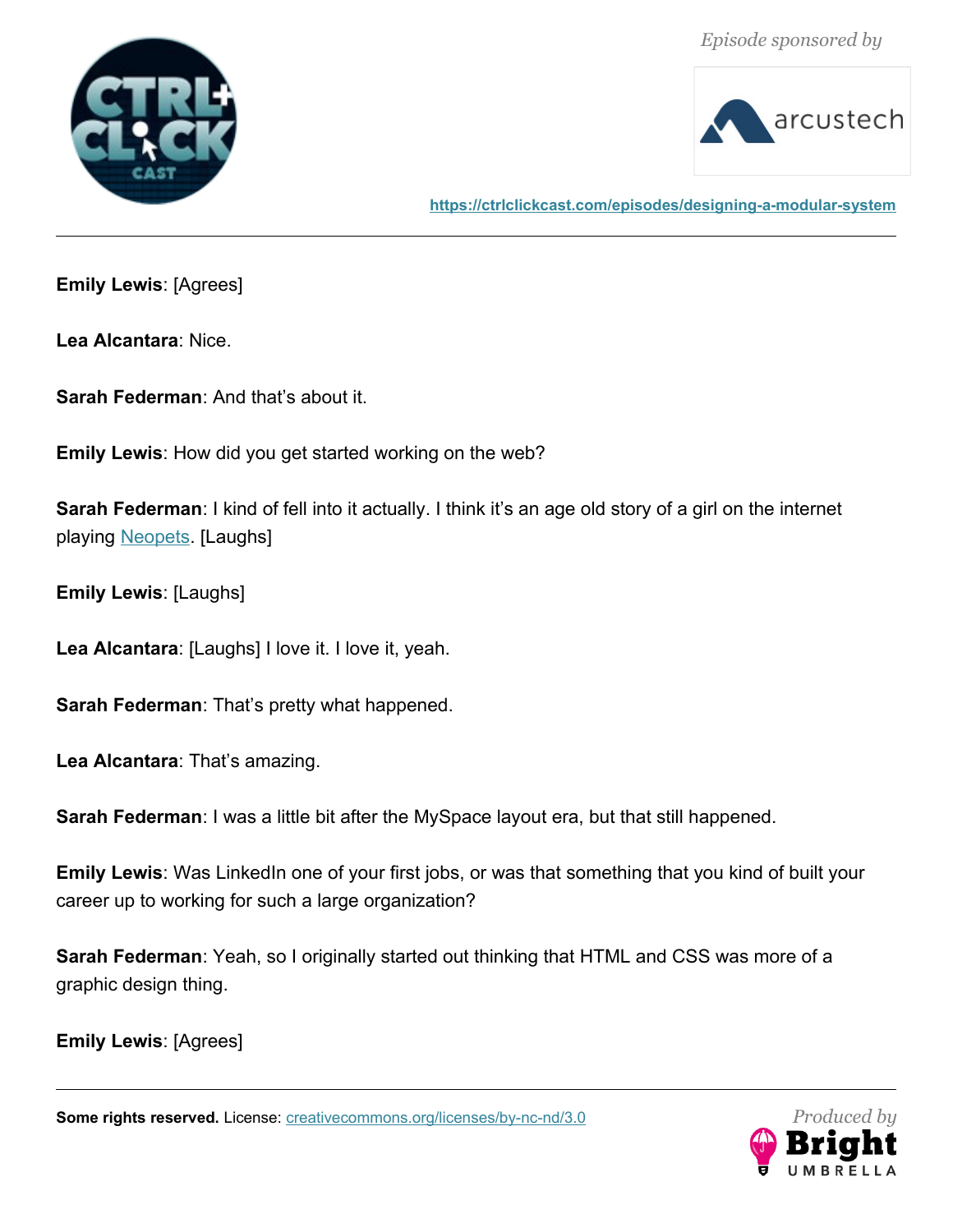**Emily Lewis**: [Agrees]

**Lea Alcantara**: Nice.

**Sarah Federman**: And that's about it.

**Emily Lewis**: How did you get started working on the web?

**Sarah Federman**: I kind of fell into it actually. I think it's an age old story of a girl on the internet playing Neopets. [Laughs]

**Emily Lewis**: [Laughs]

**Lea Alcantara**: [Laughs] I love it. I love it, yeah.

**Sarah Federman**: That's pretty what happened.

**Lea Alcantara**: That's amazing.

**Sarah Federman**: I was a little bit after the MySpace layout era, but that still happened.

**Emily Lewis**: Was LinkedIn one of your first jobs, or was that something that you kind of built your career up to working for such a large organization?

**Sarah Federman**: Yeah, so I originally started out thinking that HTML and CSS was more of a graphic design thing.

**Emily Lewis**: [Agrees]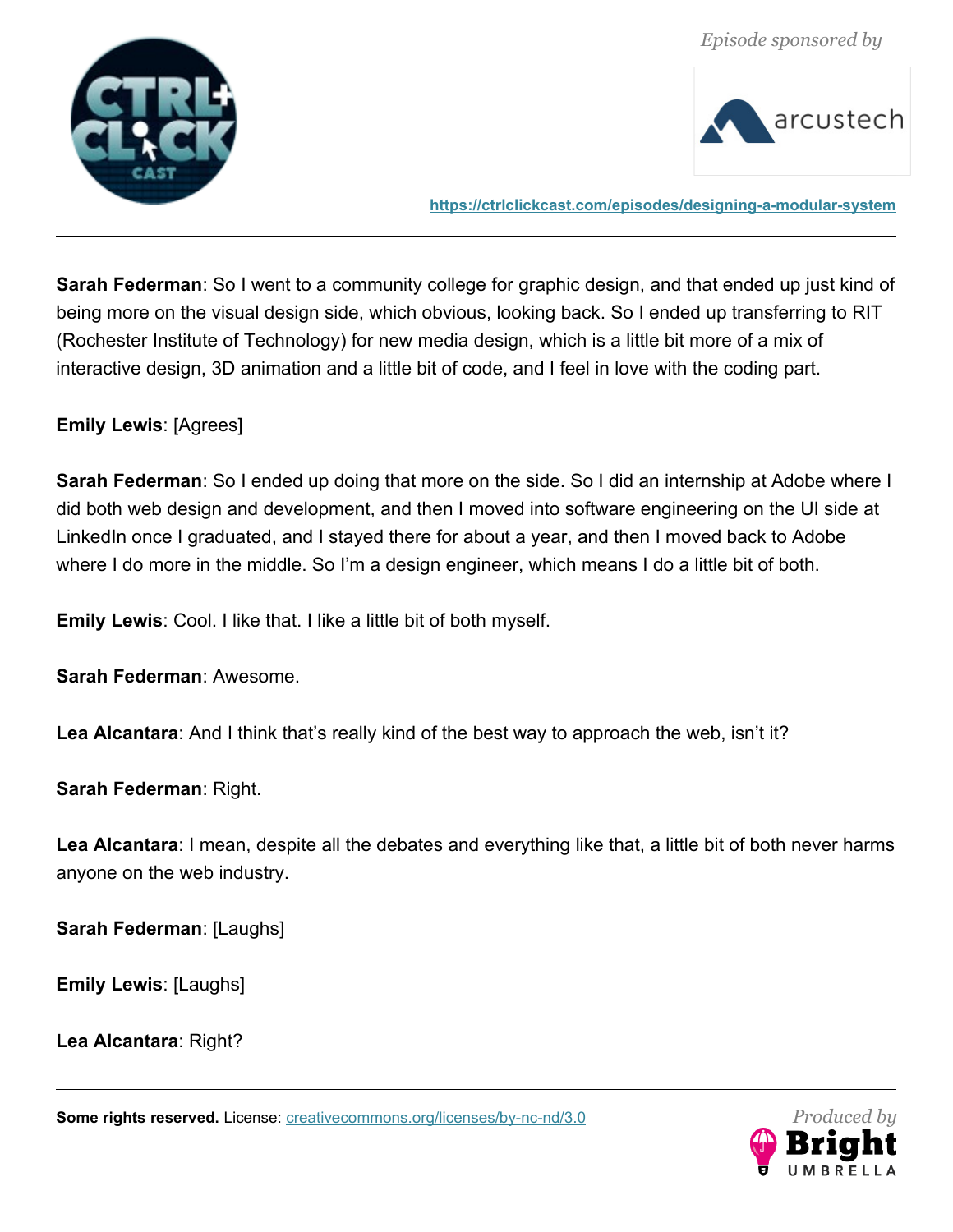**Sarah Federman**: So I went to a community college for graphic design, and that ended up just kind of being more on the visual design side, which obvious, looking back. So I ended up transferring to RIT (Rochester Institute of Technology) for new media design, which is a little bit more of a mix of interactive design, 3D animation and a little bit of code, and I feel in love with the coding part.

**Emily Lewis**: [Agrees]

**Sarah Federman**: So I ended up doing that more on the side. So I did an internship at Adobe where I did both web design and development, and then I moved into software engineering on the UI side at LinkedIn once I graduated, and I stayed there for about a year, and then I moved back to Adobe where I do more in the middle. So I'm a design engineer, which means I do a little bit of both.

**Emily Lewis**: Cool. I like that. I like a little bit of both myself.

**Sarah Federman**: Awesome.

**Lea Alcantara**: And I think that's really kind of the best way to approach the web, isn't it?

**Sarah Federman**: Right.

**Lea Alcantara**: I mean, despite all the debates and everything like that, a little bit of both never harms anyone on the web industry.

**Sarah Federman**: [Laughs]

**Emily Lewis**: [Laughs]

**Lea Alcantara**: Right?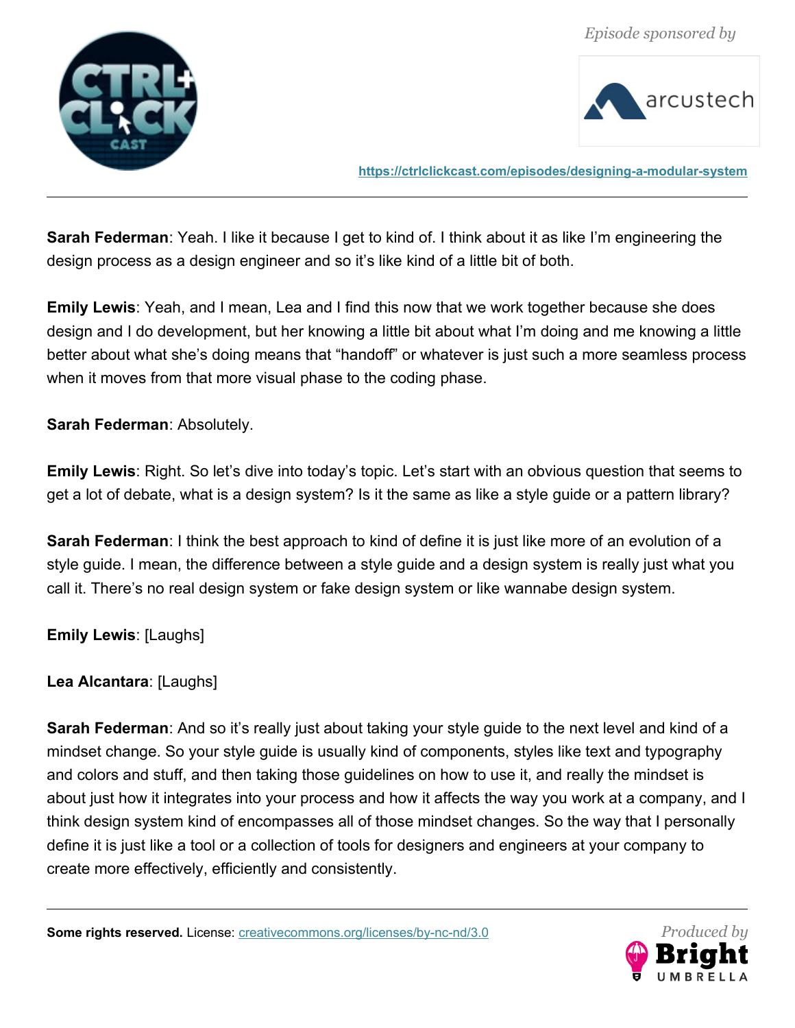**Sarah Federman**: Yeah. I like it because I get to kind of. I think about it as like I'm engineering the design process as a design engineer and so it's like kind of a little bit of both.

**Emily Lewis**: Yeah, and I mean, Lea and I find this now that we work together because she does design and I do development, but her knowing a little bit about what I'm doing and me knowing a little better about what she's doing means that "handoff" or whatever is just such a more seamless process when it moves from that more visual phase to the coding phase.

**Sarah Federman**: Absolutely.

**Emily Lewis**: Right. So let's dive into today's topic. Let's start with an obvious question that seems to get a lot of debate, what is a design system? Is it the same as like a style guide or a pattern library?

**Sarah Federman**: I think the best approach to kind of define it is just like more of an evolution of a style guide. I mean, the difference between a style guide and a design system is really just what you call it. There's no real design system or fake design system or like wannabe design system.

**Emily Lewis**: [Laughs]

**Lea Alcantara**: [Laughs]

**Sarah Federman**: And so it's really just about taking your style guide to the next level and kind of a mindset change. So your style guide is usually kind of components, styles like text and typography and colors and stuff, and then taking those guidelines on how to use it, and really the mindset is about just how it integrates into your process and how it affects the way you work at a company, and I think design system kind of encompasses all of those mindset changes. So the way that I personally define it is just like a tool or a collection of tools for designers and engineers at your company to create more effectively, efficiently and consistently.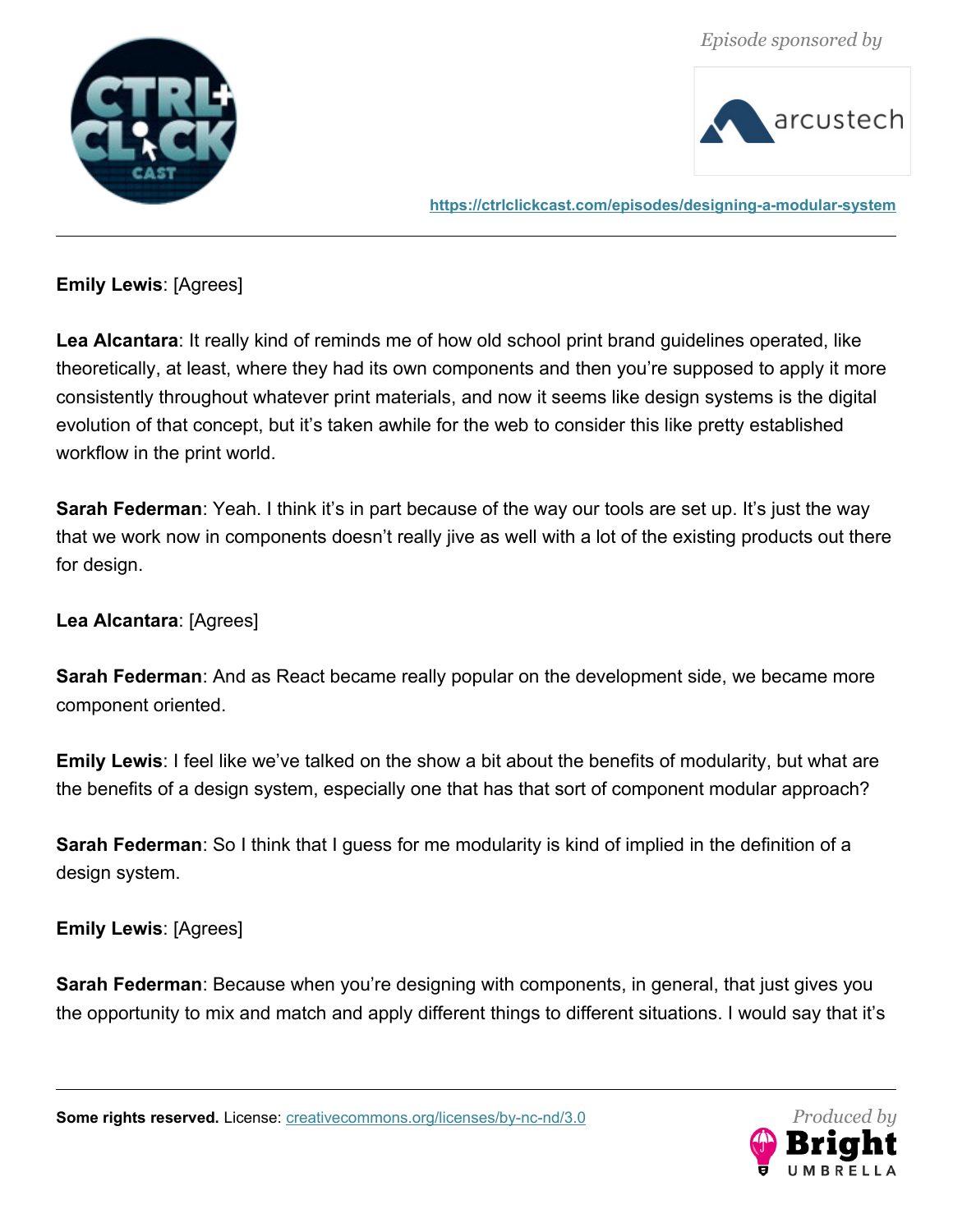**Emily Lewis**: [Agrees]

**Lea Alcantara**: It really kind of reminds me of how old school print brand guidelines operated, like theoretically, at least, where they had its own components and then you're supposed to apply it more consistently throughout whatever print materials, and now it seems like design systems is the digital evolution of that concept, but it's taken awhile for the web to consider this like pretty established workflow in the print world.

**Sarah Federman**: Yeah. I think it's in part because of the way our tools are set up. It's just the way that we work now in components doesn't really jive as well with a lot of the existing products out there for design.

**Lea Alcantara**: [Agrees]

**Sarah Federman**: And as React became really popular on the development side, we became more component oriented.

**Emily Lewis**: I feel like we've talked on the show a bit about the benefits of modularity, but what are the benefits of a design system, especially one that has that sort of component modular approach?

**Sarah Federman**: So I think that I guess for me modularity is kind of implied in the definition of a design system.

**Emily Lewis**: [Agrees]

**Sarah Federman**: Because when you're designing with components, in general, that just gives you the opportunity to mix and match and apply different things to different situations. I would say that it's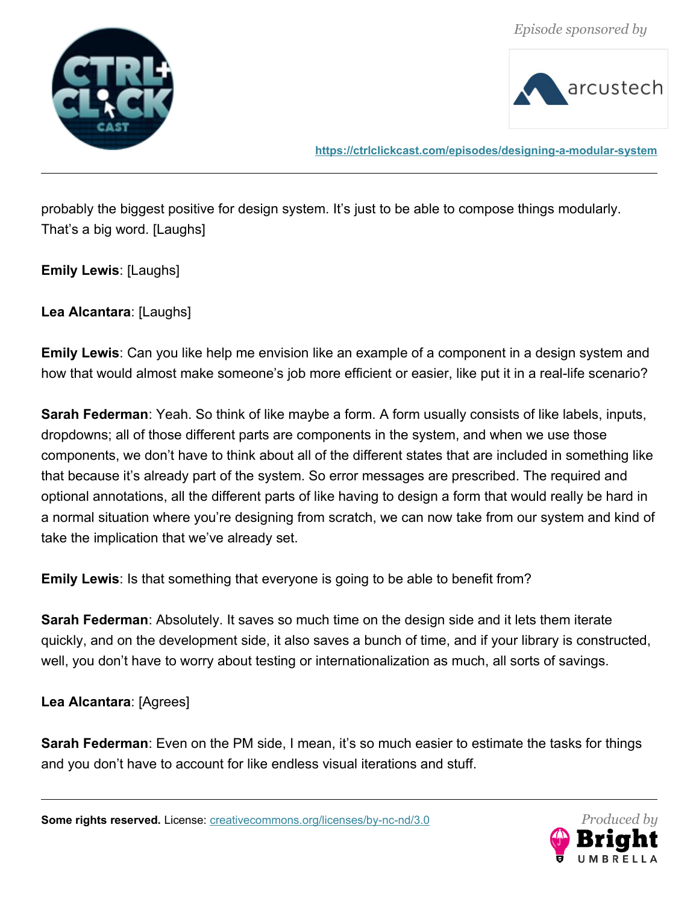probably the biggest positive for design system. It's just to be able to compose things modularly. That's a big word. [Laughs]

**Emily Lewis**: [Laughs]

**Lea Alcantara**: [Laughs]

**Emily Lewis**: Can you like help me envision like an example of a component in a design system and how that would almost make someone's job more efficient or easier, like put it in a real-life scenario?

**Sarah Federman**: Yeah. So think of like maybe a form. A form usually consists of like labels, inputs, dropdowns; all of those different parts are components in the system, and when we use those components, we don't have to think about all of the different states that are included in something like that because it's already part of the system. So error messages are prescribed. The required and optional annotations, all the different parts of like having to design a form that would really be hard in a normal situation where you're designing from scratch, we can now take from our system and kind of take the implication that we've already set.

**Emily Lewis**: Is that something that everyone is going to be able to benefit from?

**Sarah Federman**: Absolutely. It saves so much time on the design side and it lets them iterate quickly, and on the development side, it also saves a bunch of time, and if your library is constructed, well, you don't have to worry about testing or internationalization as much, all sorts of savings.

**Lea Alcantara**: [Agrees]

**Sarah Federman**: Even on the PM side, I mean, it's so much easier to estimate the tasks for things and you don't have to account for like endless visual iterations and stuff.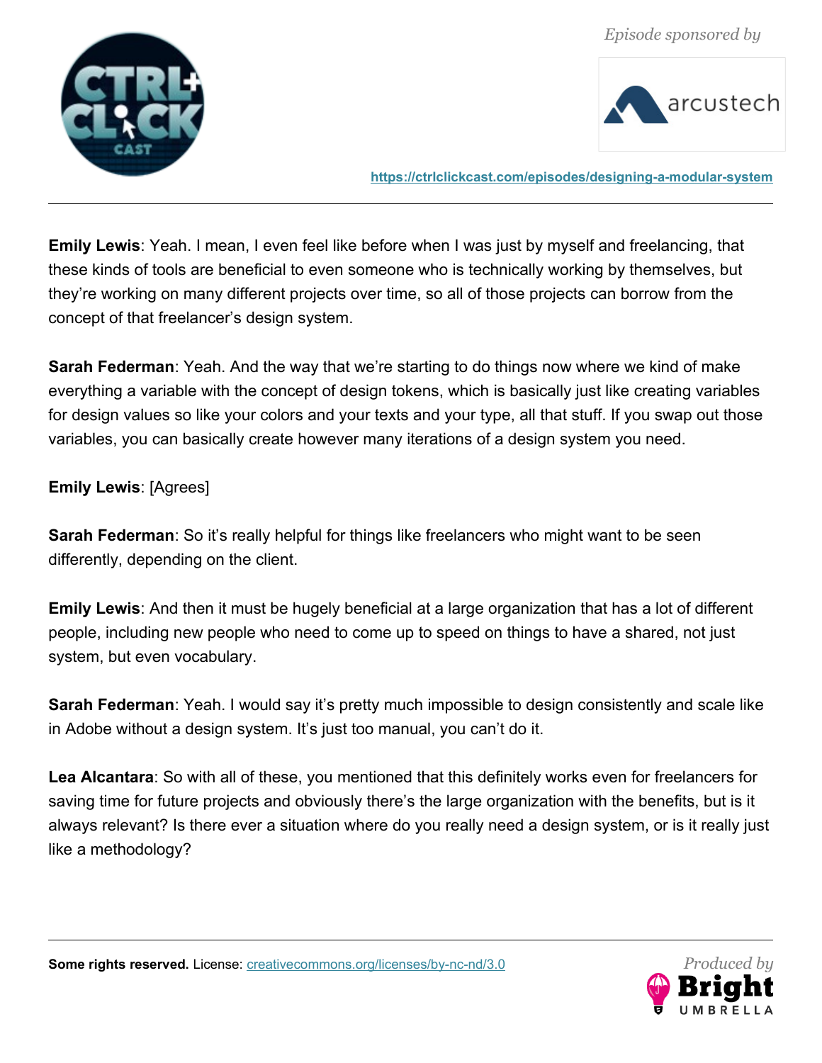**Emily Lewis**: Yeah. I mean, I even feel like before when I was just by myself and freelancing, that these kinds of tools are beneficial to even someone who is technically working by themselves, but they're working on many different projects over time, so all of those projects can borrow from the concept of that freelancer's design system.

**Sarah Federman**: Yeah. And the way that we're starting to do things now where we kind of make everything a variable with the concept of design tokens, which is basically just like creating variables for design values so like your colors and your texts and your type, all that stuff. If you swap out those variables, you can basically create however many iterations of a design system you need.

**Emily Lewis**: [Agrees]

**Sarah Federman**: So it's really helpful for things like freelancers who might want to be seen differently, depending on the client.

**Emily Lewis**: And then it must be hugely beneficial at a large organization that has a lot of different people, including new people who need to come up to speed on things to have a shared, not just system, but even vocabulary.

**Sarah Federman**: Yeah. I would say it's pretty much impossible to design consistently and scale like in Adobe without a design system. It's just too manual, you can't do it.

**Lea Alcantara**: So with all of these, you mentioned that this definitely works even for freelancers for saving time for future projects and obviously there's the large organization with the benefits, but is it always relevant? Is there ever a situation where do you really need a design system, or is it really just like a methodology?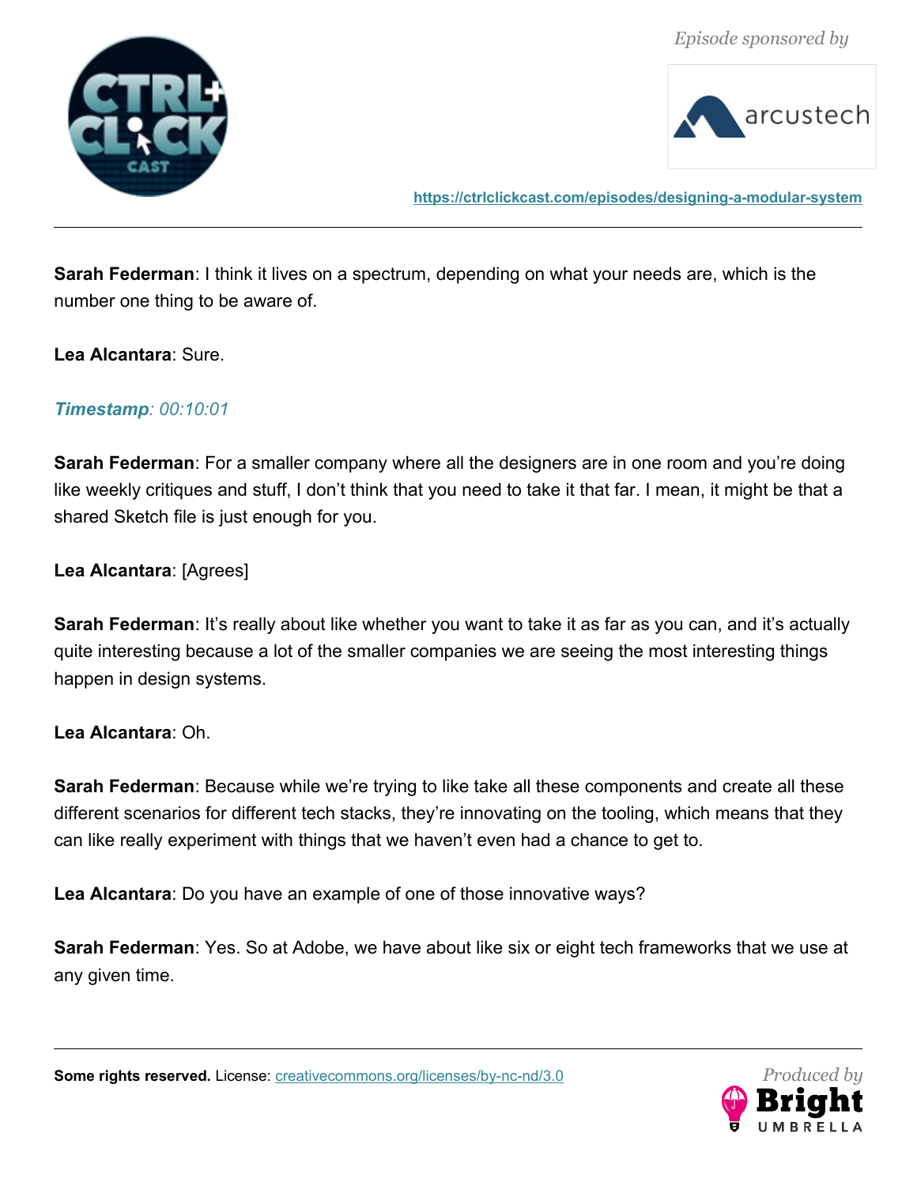**Sarah Federman**: I think it lives on a spectrum, depending on what your needs are, which is the number one thing to be aware of.

**Lea Alcantara**: Sure.

***Timestamp**: 00:10:01*

**Sarah Federman**: For a smaller company where all the designers are in one room and you're doing like weekly critiques and stuff, I don't think that you need to take it that far. I mean, it might be that a shared Sketch file is just enough for you.

**Lea Alcantara**: [Agrees]

**Sarah Federman**: It's really about like whether you want to take it as far as you can, and it's actually quite interesting because a lot of the smaller companies we are seeing the most interesting things happen in design systems.

**Lea Alcantara**: Oh.

**Sarah Federman**: Because while we're trying to like take all these components and create all these different scenarios for different tech stacks, they're innovating on the tooling, which means that they can like really experiment with things that we haven't even had a chance to get to.

**Lea Alcantara**: Do you have an example of one of those innovative ways?

**Sarah Federman**: Yes. So at Adobe, we have about like six or eight tech frameworks that we use at any given time.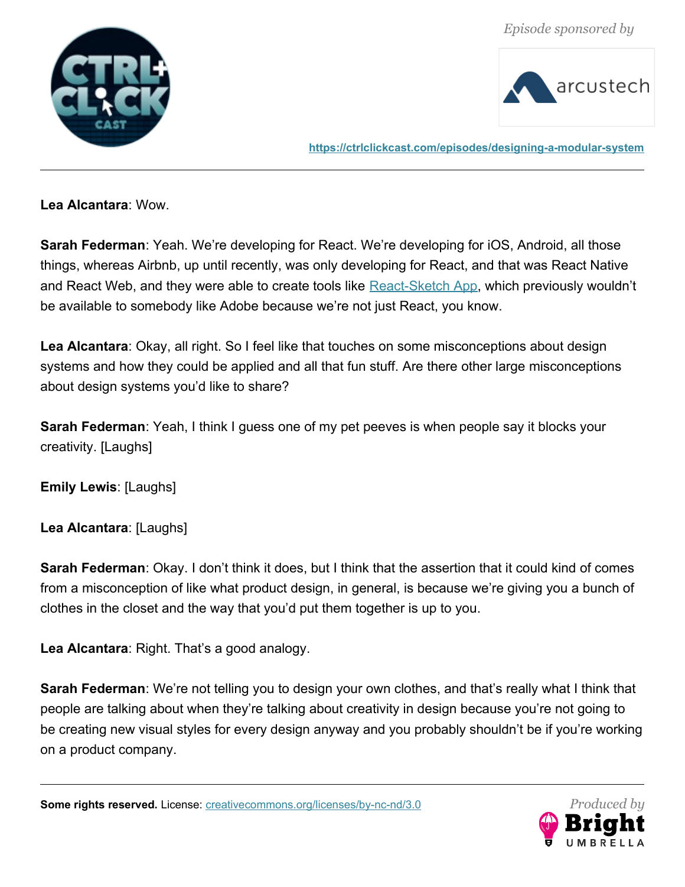**Lea Alcantara**: Wow.

**Sarah Federman**: Yeah. We're developing for React. We're developing for iOS, Android, all those things, whereas Airbnb, up until recently, was only developing for React, and that was React Native and React Web, and they were able to create tools like [React-Sketch App](), which previously wouldn't be available to somebody like Adobe because we're not just React, you know.

**Lea Alcantara**: Okay, all right. So I feel like that touches on some misconceptions about design systems and how they could be applied and all that fun stuff. Are there other large misconceptions about design systems you'd like to share?

**Sarah Federman**: Yeah, I think I guess one of my pet peeves is when people say it blocks your creativity. [Laughs]

**Emily Lewis**: [Laughs]

**Lea Alcantara**: [Laughs]

**Sarah Federman**: Okay. I don't think it does, but I think that the assertion that it could kind of comes from a misconception of like what product design, in general, is because we're giving you a bunch of clothes in the closet and the way that you'd put them together is up to you.

**Lea Alcantara**: Right. That's a good analogy.

**Sarah Federman**: We're not telling you to design your own clothes, and that's really what I think that people are talking about when they're talking about creativity in design because you're not going to be creating new visual styles for every design anyway and you probably shouldn't be if you're working on a product company.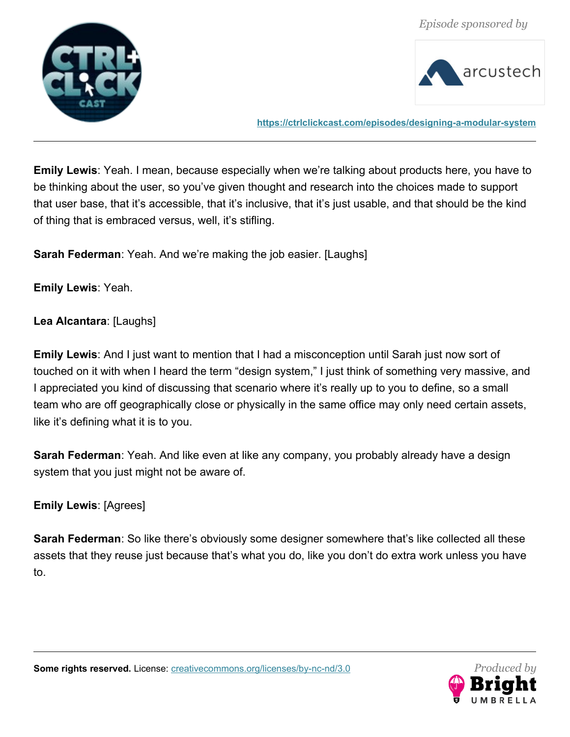**Emily Lewis**: Yeah. I mean, because especially when we're talking about products here, you have to be thinking about the user, so you've given thought and research into the choices made to support that user base, that it's accessible, that it's inclusive, that it's just usable, and that should be the kind of thing that is embraced versus, well, it's stifling.

**Sarah Federman**: Yeah. And we're making the job easier. [Laughs]

**Emily Lewis**: Yeah.

**Lea Alcantara**: [Laughs]

**Emily Lewis**: And I just want to mention that I had a misconception until Sarah just now sort of touched on it with when I heard the term "design system," I just think of something very massive, and I appreciated you kind of discussing that scenario where it's really up to you to define, so a small team who are off geographically close or physically in the same office may only need certain assets, like it's defining what it is to you.

**Sarah Federman**: Yeah. And like even at like any company, you probably already have a design system that you just might not be aware of.

**Emily Lewis**: [Agrees]

**Sarah Federman**: So like there's obviously some designer somewhere that's like collected all these assets that they reuse just because that's what you do, like you don't do extra work unless you have to.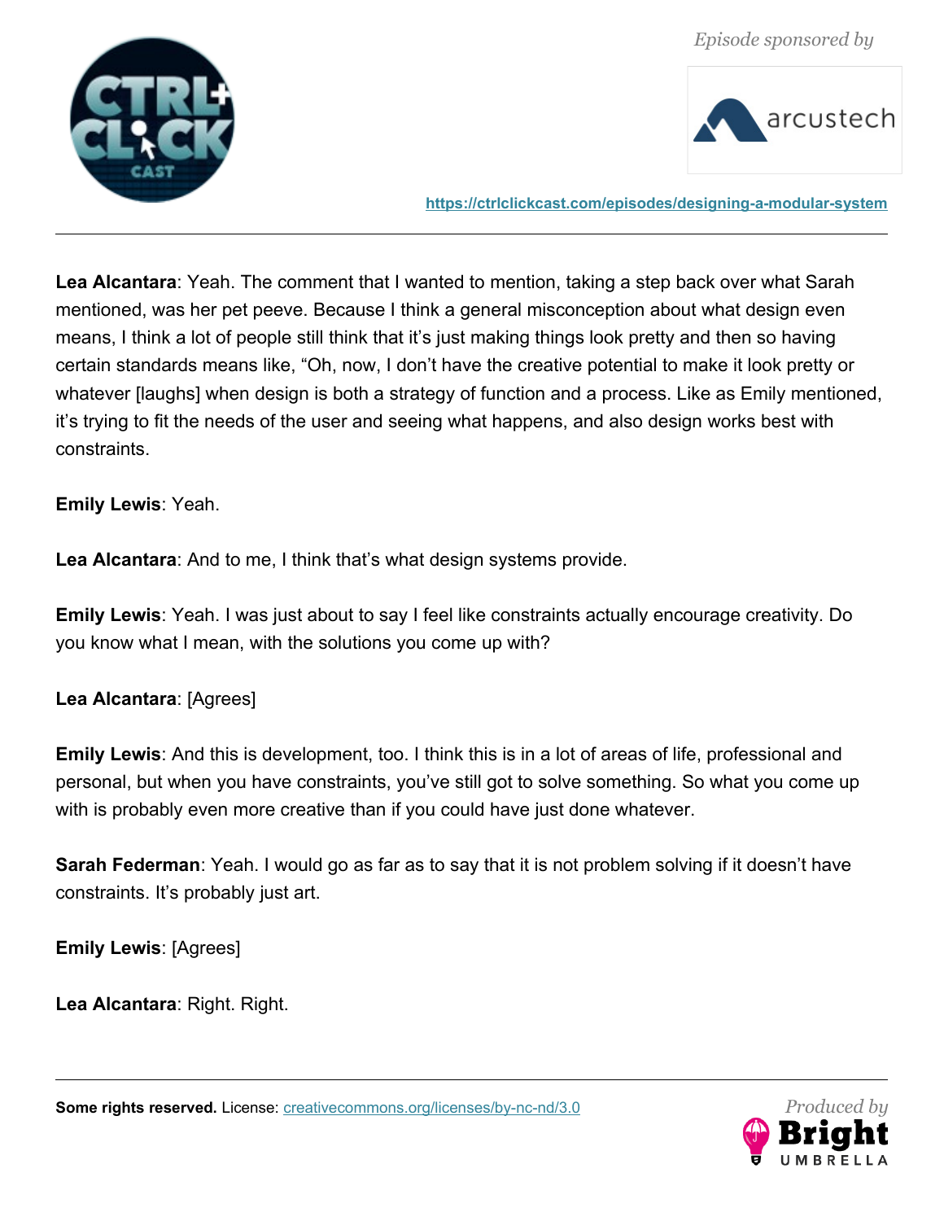**Lea Alcantara**: Yeah. The comment that I wanted to mention, taking a step back over what Sarah mentioned, was her pet peeve. Because I think a general misconception about what design even means, I think a lot of people still think that it's just making things look pretty and then so having certain standards means like, "Oh, now, I don't have the creative potential to make it look pretty or whatever [laughs] when design is both a strategy of function and a process. Like as Emily mentioned, it's trying to fit the needs of the user and seeing what happens, and also design works best with constraints.

**Emily Lewis**: Yeah.

**Lea Alcantara**: And to me, I think that's what design systems provide.

**Emily Lewis**: Yeah. I was just about to say I feel like constraints actually encourage creativity. Do you know what I mean, with the solutions you come up with?

**Lea Alcantara**: [Agrees]

**Emily Lewis**: And this is development, too. I think this is in a lot of areas of life, professional and personal, but when you have constraints, you've still got to solve something. So what you come up with is probably even more creative than if you could have just done whatever.

**Sarah Federman**: Yeah. I would go as far as to say that it is not problem solving if it doesn't have constraints. It's probably just art.

**Emily Lewis**: [Agrees]

**Lea Alcantara**: Right. Right.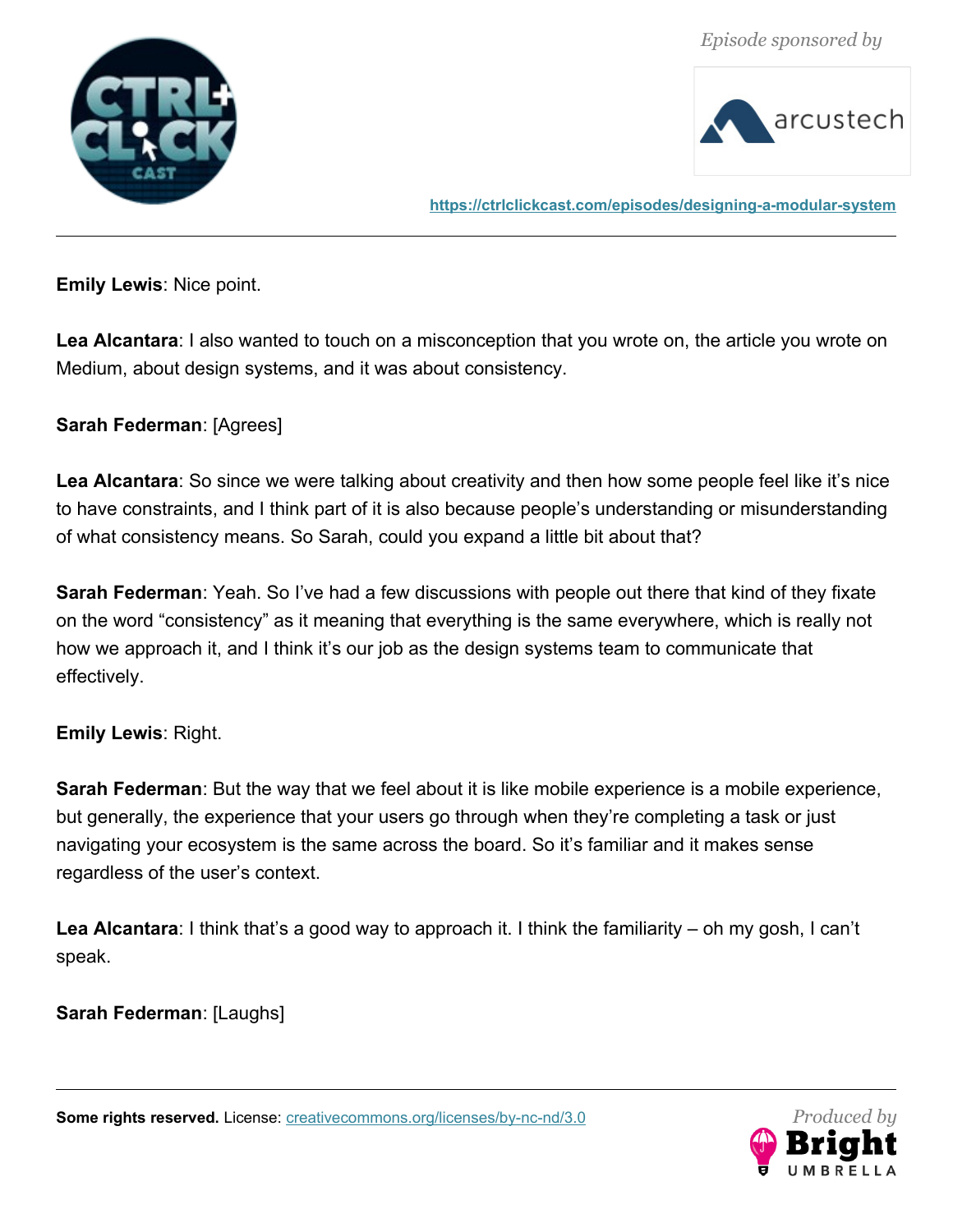**Emily Lewis**: Nice point.

**Lea Alcantara**: I also wanted to touch on a misconception that you wrote on, the article you wrote on Medium, about design systems, and it was about consistency.

**Sarah Federman**: [Agrees]

**Lea Alcantara**: So since we were talking about creativity and then how some people feel like it's nice to have constraints, and I think part of it is also because people's understanding or misunderstanding of what consistency means. So Sarah, could you expand a little bit about that?

**Sarah Federman**: Yeah. So I've had a few discussions with people out there that kind of they fixate on the word "consistency" as it meaning that everything is the same everywhere, which is really not how we approach it, and I think it's our job as the design systems team to communicate that effectively.

**Emily Lewis**: Right.

**Sarah Federman**: But the way that we feel about it is like mobile experience is a mobile experience, but generally, the experience that your users go through when they're completing a task or just navigating your ecosystem is the same across the board. So it's familiar and it makes sense regardless of the user's context.

**Lea Alcantara**: I think that's a good way to approach it. I think the familiarity – oh my gosh, I can't speak.

**Sarah Federman**: [Laughs]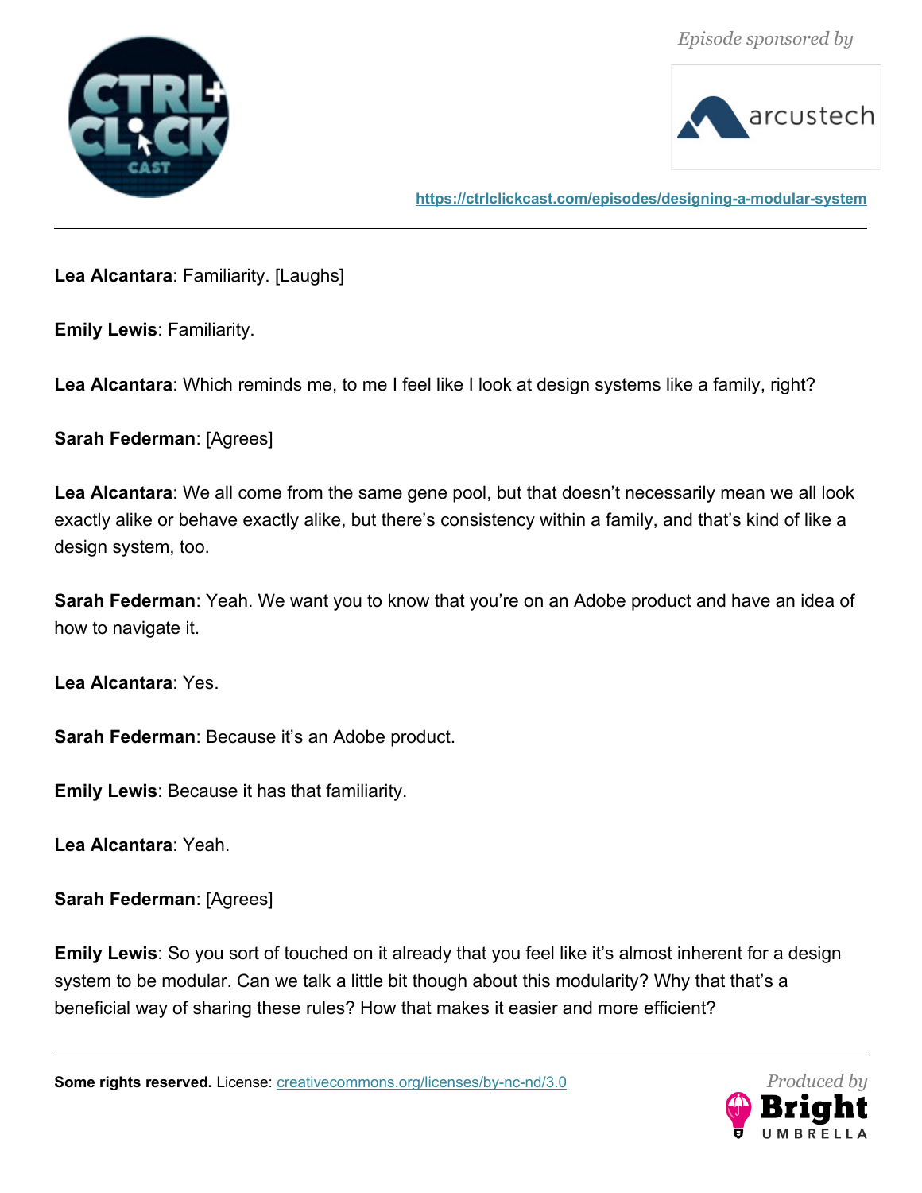**Lea Alcantara**: Familiarity. [Laughs]

**Emily Lewis**: Familiarity.

**Lea Alcantara**: Which reminds me, to me I feel like I look at design systems like a family, right?

**Sarah Federman**: [Agrees]

**Lea Alcantara**: We all come from the same gene pool, but that doesn't necessarily mean we all look exactly alike or behave exactly alike, but there's consistency within a family, and that's kind of like a design system, too.

**Sarah Federman**: Yeah. We want you to know that you're on an Adobe product and have an idea of how to navigate it.

**Lea Alcantara**: Yes.

**Sarah Federman**: Because it's an Adobe product.

**Emily Lewis**: Because it has that familiarity.

**Lea Alcantara**: Yeah.

**Sarah Federman**: [Agrees]

**Emily Lewis**: So you sort of touched on it already that you feel like it's almost inherent for a design system to be modular. Can we talk a little bit though about this modularity? Why that that's a beneficial way of sharing these rules? How that makes it easier and more efficient?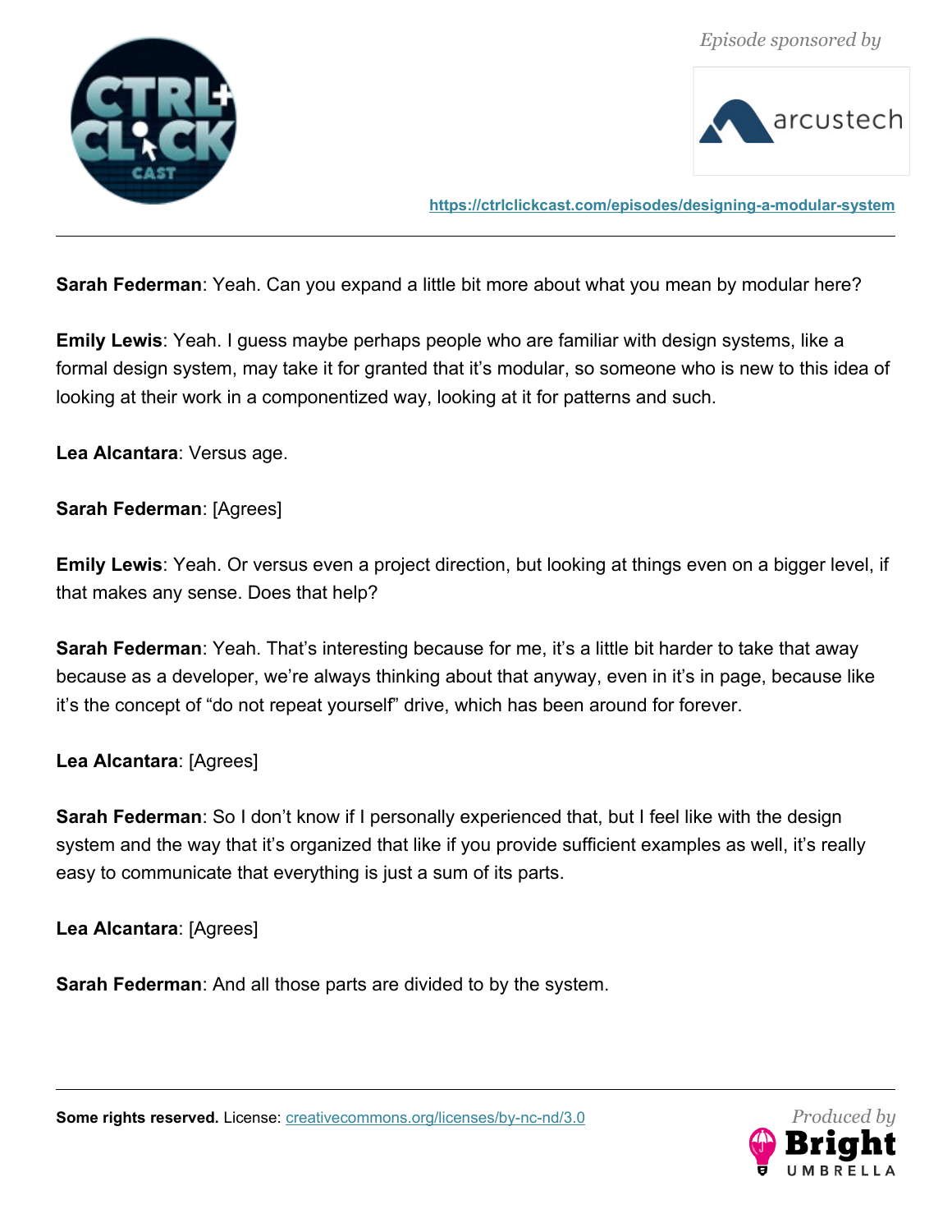**Sarah Federman**: Yeah. Can you expand a little bit more about what you mean by modular here?

**Emily Lewis**: Yeah. I guess maybe perhaps people who are familiar with design systems, like a formal design system, may take it for granted that it's modular, so someone who is new to this idea of looking at their work in a componentized way, looking at it for patterns and such.

**Lea Alcantara**: Versus age.

**Sarah Federman**: [Agrees]

**Emily Lewis**: Yeah. Or versus even a project direction, but looking at things even on a bigger level, if that makes any sense. Does that help?

**Sarah Federman**: Yeah. That's interesting because for me, it's a little bit harder to take that away because as a developer, we're always thinking about that anyway, even in it's in page, because like it's the concept of "do not repeat yourself" drive, which has been around for forever.

**Lea Alcantara**: [Agrees]

**Sarah Federman**: So I don't know if I personally experienced that, but I feel like with the design system and the way that it's organized that like if you provide sufficient examples as well, it's really easy to communicate that everything is just a sum of its parts.

**Lea Alcantara**: [Agrees]

**Sarah Federman**: And all those parts are divided to by the system.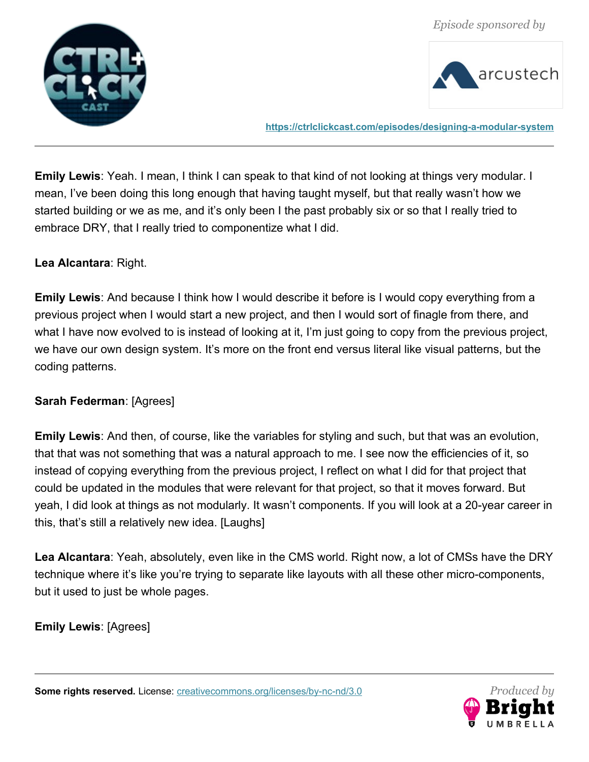**Emily Lewis**: Yeah. I mean, I think I can speak to that kind of not looking at things very modular. I mean, I've been doing this long enough that having taught myself, but that really wasn't how we started building or we as me, and it's only been I the past probably six or so that I really tried to embrace DRY, that I really tried to componentize what I did.

**Lea Alcantara**: Right.

**Emily Lewis**: And because I think how I would describe it before is I would copy everything from a previous project when I would start a new project, and then I would sort of finagle from there, and what I have now evolved to is instead of looking at it, I'm just going to copy from the previous project, we have our own design system. It's more on the front end versus literal like visual patterns, but the coding patterns.

**Sarah Federman**: [Agrees]

**Emily Lewis**: And then, of course, like the variables for styling and such, but that was an evolution, that that was not something that was a natural approach to me. I see now the efficiencies of it, so instead of copying everything from the previous project, I reflect on what I did for that project that could be updated in the modules that were relevant for that project, so that it moves forward. But yeah, I did look at things as not modularly. It wasn't components. If you will look at a 20-year career in this, that's still a relatively new idea. [Laughs]

**Lea Alcantara**: Yeah, absolutely, even like in the CMS world. Right now, a lot of CMSs have the DRY technique where it's like you're trying to separate like layouts with all these other micro-components, but it used to just be whole pages.

**Emily Lewis**: [Agrees]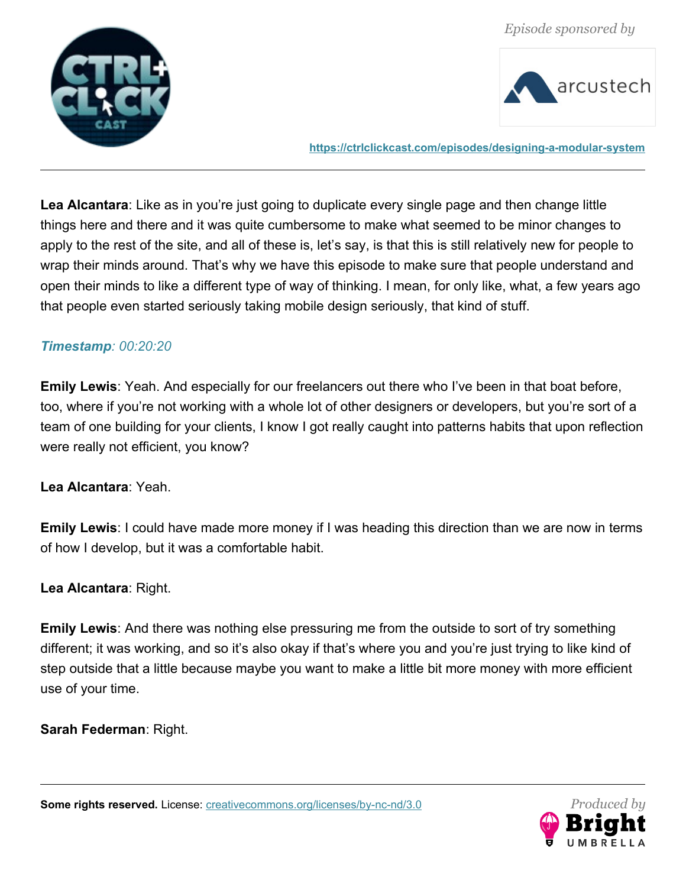**Lea Alcantara**: Like as in you're just going to duplicate every single page and then change little things here and there and it was quite cumbersome to make what seemed to be minor changes to apply to the rest of the site, and all of these is, let's say, is that this is still relatively new for people to wrap their minds around. That's why we have this episode to make sure that people understand and open their minds to like a different type of way of thinking. I mean, for only like, what, a few years ago that people even started seriously taking mobile design seriously, that kind of stuff.

***Timestamp**: 00:20:20*

**Emily Lewis**: Yeah. And especially for our freelancers out there who I've been in that boat before, too, where if you're not working with a whole lot of other designers or developers, but you're sort of a team of one building for your clients, I know I got really caught into patterns habits that upon reflection were really not efficient, you know?

**Lea Alcantara**: Yeah.

**Emily Lewis**: I could have made more money if I was heading this direction than we are now in terms of how I develop, but it was a comfortable habit.

**Lea Alcantara**: Right.

**Emily Lewis**: And there was nothing else pressuring me from the outside to sort of try something different; it was working, and so it's also okay if that's where you and you're just trying to like kind of step outside that a little because maybe you want to make a little bit more money with more efficient use of your time.

**Sarah Federman**: Right.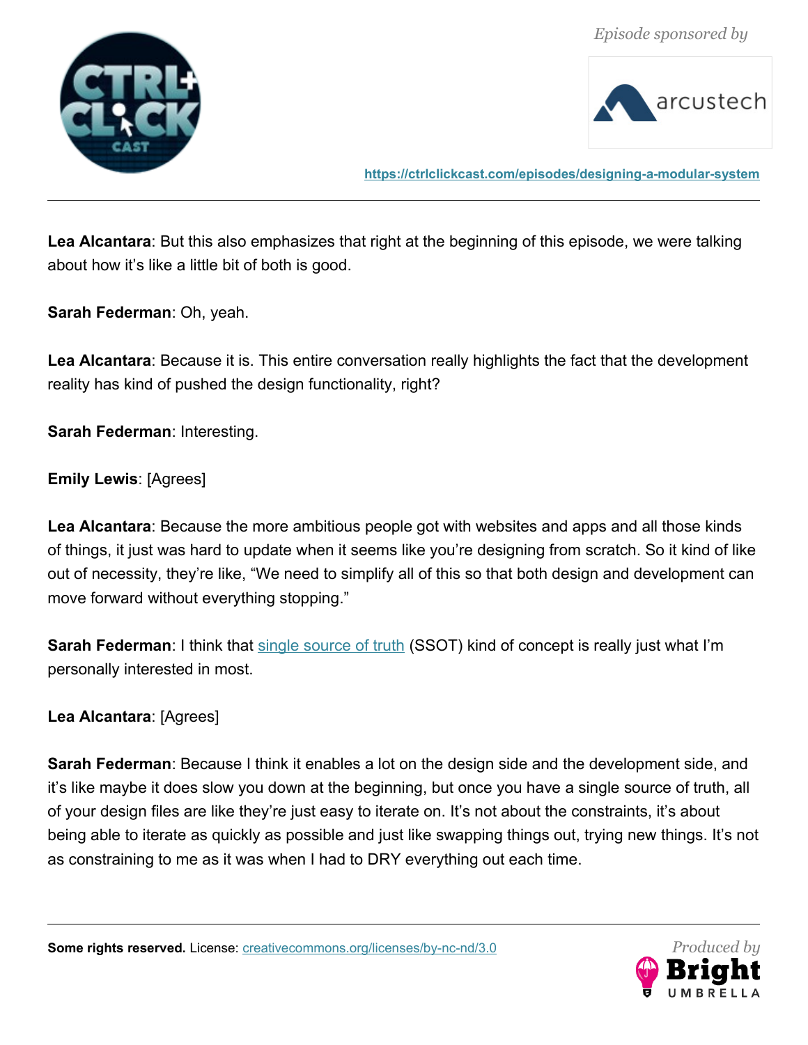**Lea Alcantara**: But this also emphasizes that right at the beginning of this episode, we were talking about how it's like a little bit of both is good.

**Sarah Federman**: Oh, yeah.

**Lea Alcantara**: Because it is. This entire conversation really highlights the fact that the development reality has kind of pushed the design functionality, right?

**Sarah Federman**: Interesting.

**Emily Lewis**: [Agrees]

**Lea Alcantara**: Because the more ambitious people got with websites and apps and all those kinds of things, it just was hard to update when it seems like you're designing from scratch. So it kind of like out of necessity, they're like, "We need to simplify all of this so that both design and development can move forward without everything stopping."

**Sarah Federman**: I think that single source of truth (SSOT) kind of concept is really just what I'm personally interested in most.

**Lea Alcantara**: [Agrees]

**Sarah Federman**: Because I think it enables a lot on the design side and the development side, and it's like maybe it does slow you down at the beginning, but once you have a single source of truth, all of your design files are like they're just easy to iterate on. It's not about the constraints, it's about being able to iterate as quickly as possible and just like swapping things out, trying new things. It's not as constraining to me as it was when I had to DRY everything out each time.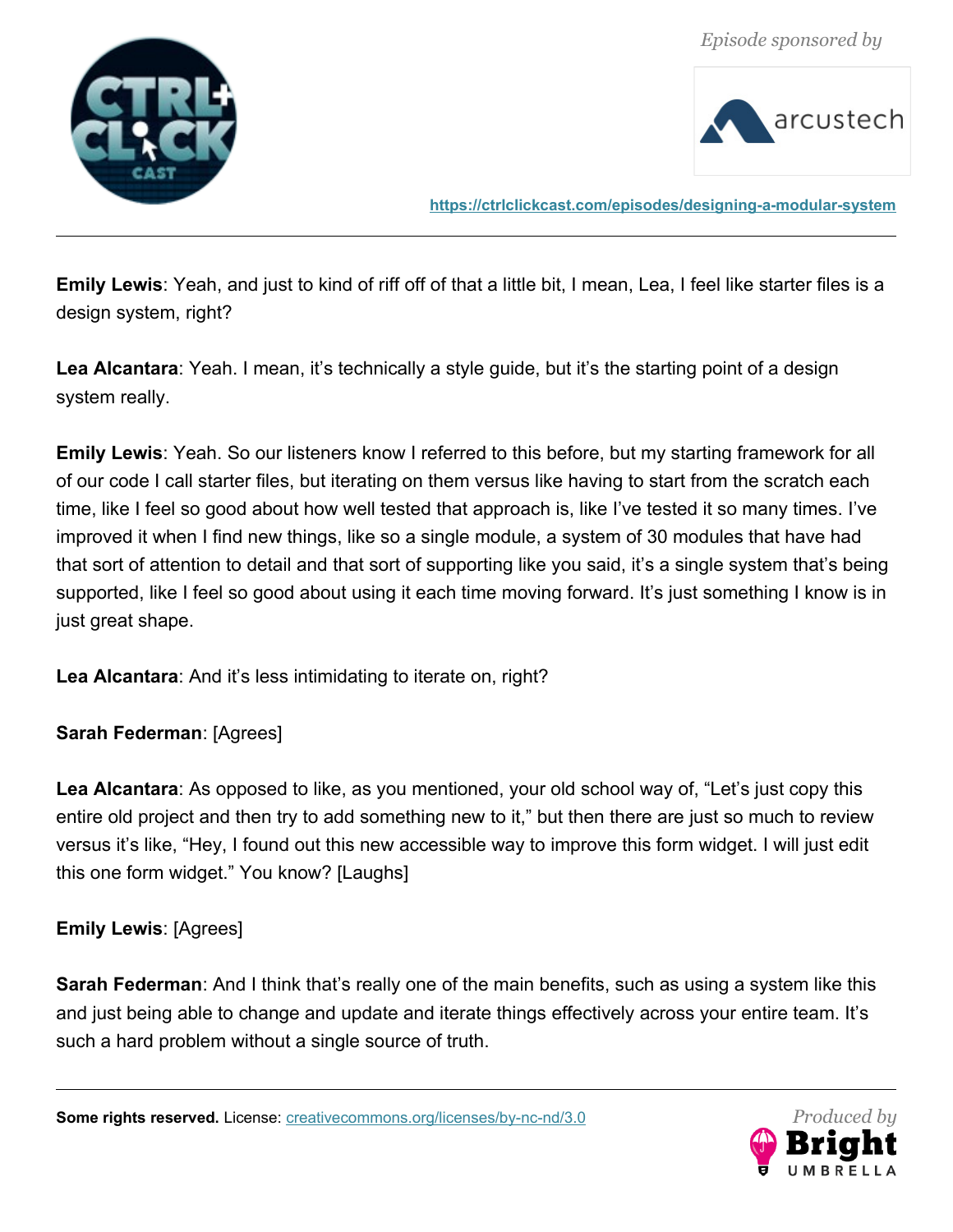**Emily Lewis**: Yeah, and just to kind of riff off of that a little bit, I mean, Lea, I feel like starter files is a design system, right?

**Lea Alcantara**: Yeah. I mean, it's technically a style guide, but it's the starting point of a design system really.

**Emily Lewis**: Yeah. So our listeners know I referred to this before, but my starting framework for all of our code I call starter files, but iterating on them versus like having to start from the scratch each time, like I feel so good about how well tested that approach is, like I've tested it so many times. I've improved it when I find new things, like so a single module, a system of 30 modules that have had that sort of attention to detail and that sort of supporting like you said, it's a single system that's being supported, like I feel so good about using it each time moving forward. It's just something I know is in just great shape.

**Lea Alcantara**: And it's less intimidating to iterate on, right?

**Sarah Federman**: [Agrees]

**Lea Alcantara**: As opposed to like, as you mentioned, your old school way of, "Let's just copy this entire old project and then try to add something new to it," but then there are just so much to review versus it's like, "Hey, I found out this new accessible way to improve this form widget. I will just edit this one form widget." You know? [Laughs]

**Emily Lewis**: [Agrees]

**Sarah Federman**: And I think that's really one of the main benefits, such as using a system like this and just being able to change and update and iterate things effectively across your entire team. It's such a hard problem without a single source of truth.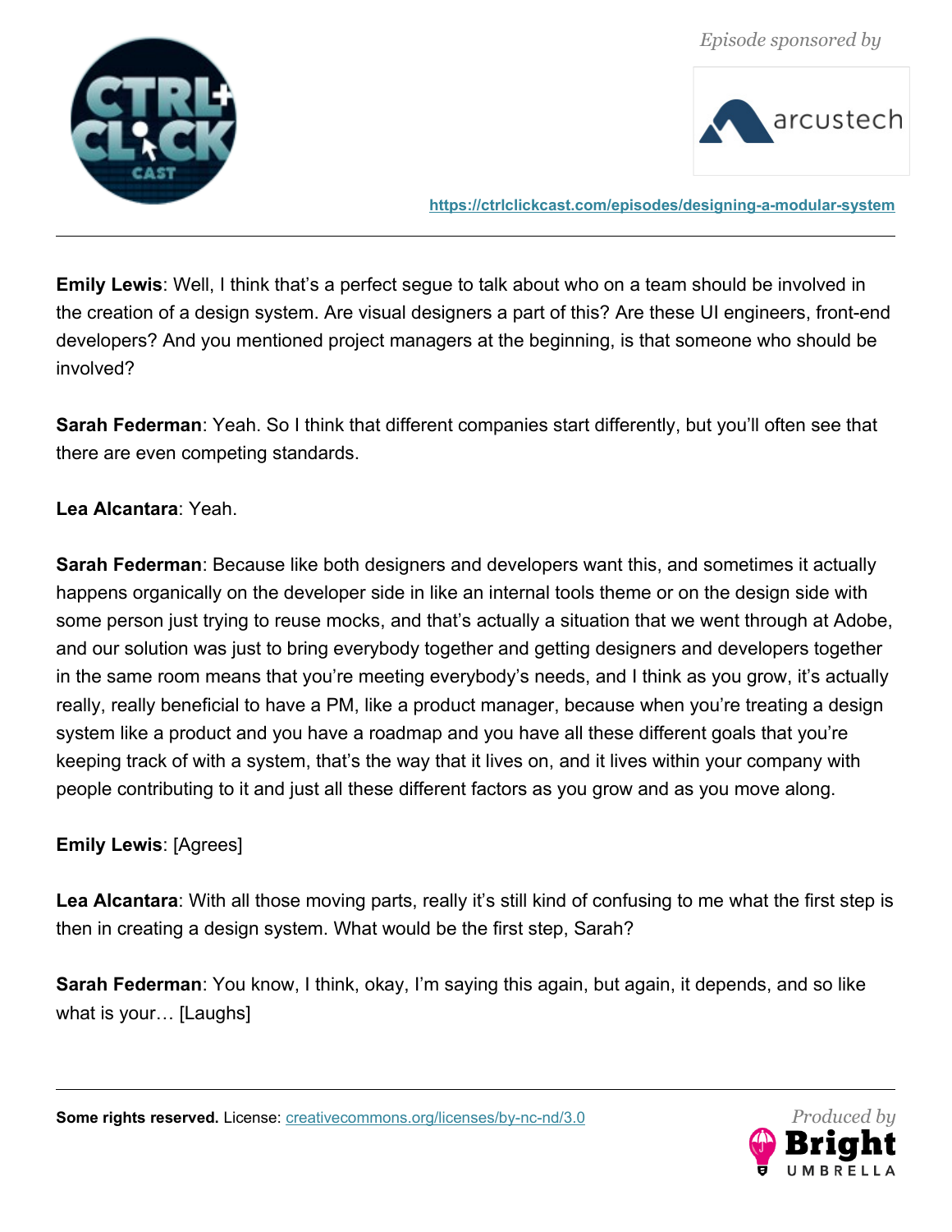**Emily Lewis**: Well, I think that's a perfect segue to talk about who on a team should be involved in the creation of a design system. Are visual designers a part of this? Are these UI engineers, front-end developers? And you mentioned project managers at the beginning, is that someone who should be involved?

**Sarah Federman**: Yeah. So I think that different companies start differently, but you'll often see that there are even competing standards.

**Lea Alcantara**: Yeah.

**Sarah Federman**: Because like both designers and developers want this, and sometimes it actually happens organically on the developer side in like an internal tools theme or on the design side with some person just trying to reuse mocks, and that's actually a situation that we went through at Adobe, and our solution was just to bring everybody together and getting designers and developers together in the same room means that you're meeting everybody's needs, and I think as you grow, it's actually really, really beneficial to have a PM, like a product manager, because when you're treating a design system like a product and you have a roadmap and you have all these different goals that you're keeping track of with a system, that's the way that it lives on, and it lives within your company with people contributing to it and just all these different factors as you grow and as you move along.

**Emily Lewis**: [Agrees]

**Lea Alcantara**: With all those moving parts, really it's still kind of confusing to me what the first step is then in creating a design system. What would be the first step, Sarah?

**Sarah Federman**: You know, I think, okay, I'm saying this again, but again, it depends, and so like what is your… [Laughs]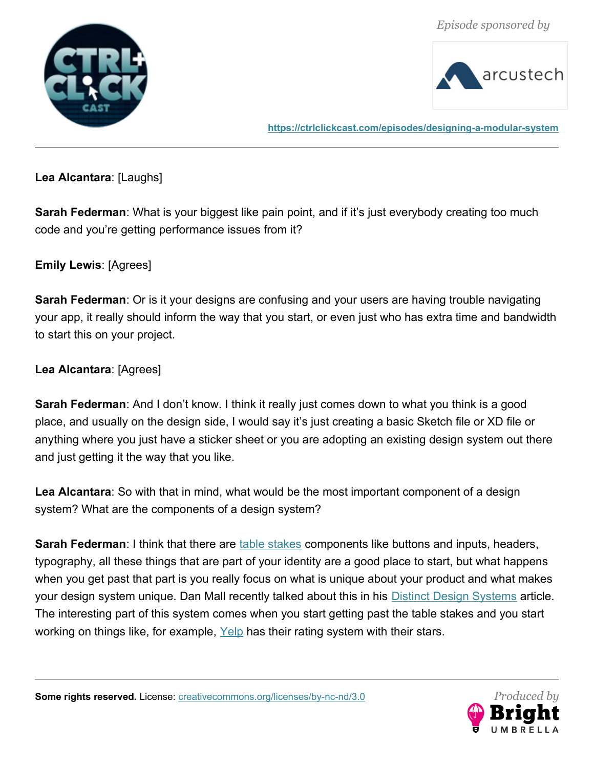**Lea Alcantara**: [Laughs]

**Sarah Federman**: What is your biggest like pain point, and if it's just everybody creating too much code and you're getting performance issues from it?

**Emily Lewis**: [Agrees]

**Sarah Federman**: Or is it your designs are confusing and your users are having trouble navigating your app, it really should inform the way that you start, or even just who has extra time and bandwidth to start this on your project.

**Lea Alcantara**: [Agrees]

**Sarah Federman**: And I don't know. I think it really just comes down to what you think is a good place, and usually on the design side, I would say it's just creating a basic Sketch file or XD file or anything where you just have a sticker sheet or you are adopting an existing design system out there and just getting it the way that you like.

**Lea Alcantara**: So with that in mind, what would be the most important component of a design system? What are the components of a design system?

**Sarah Federman**: I think that there are table stakes components like buttons and inputs, headers, typography, all these things that are part of your identity are a good place to start, but what happens when you get past that part is you really focus on what is unique about your product and what makes your design system unique. Dan Mall recently talked about this in his Distinct Design Systems article. The interesting part of this system comes when you start getting past the table stakes and you start working on things like, for example, Yelp has their rating system with their stars.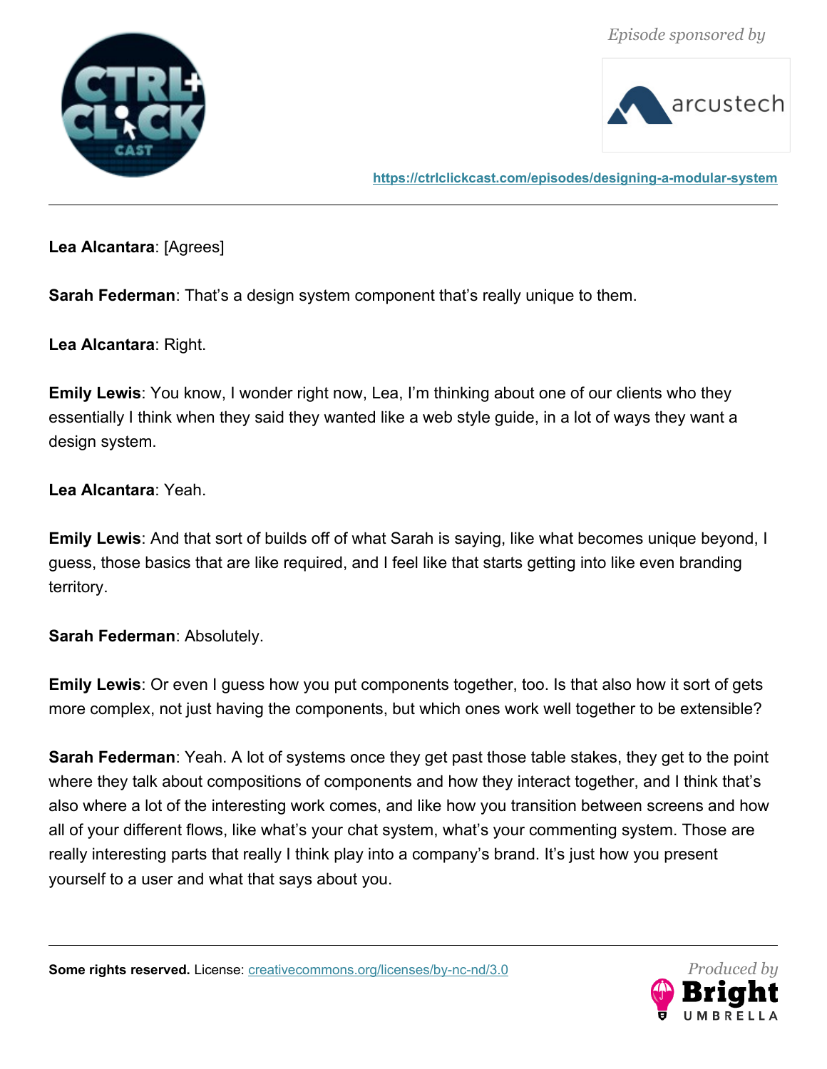**Lea Alcantara**: [Agrees]

**Sarah Federman**: That's a design system component that's really unique to them.

**Lea Alcantara**: Right.

**Emily Lewis**: You know, I wonder right now, Lea, I'm thinking about one of our clients who they essentially I think when they said they wanted like a web style guide, in a lot of ways they want a design system.

**Lea Alcantara**: Yeah.

**Emily Lewis**: And that sort of builds off of what Sarah is saying, like what becomes unique beyond, I guess, those basics that are like required, and I feel like that starts getting into like even branding territory.

**Sarah Federman**: Absolutely.

**Emily Lewis**: Or even I guess how you put components together, too. Is that also how it sort of gets more complex, not just having the components, but which ones work well together to be extensible?

**Sarah Federman**: Yeah. A lot of systems once they get past those table stakes, they get to the point where they talk about compositions of components and how they interact together, and I think that's also where a lot of the interesting work comes, and like how you transition between screens and how all of your different flows, like what's your chat system, what's your commenting system. Those are really interesting parts that really I think play into a company's brand. It's just how you present yourself to a user and what that says about you.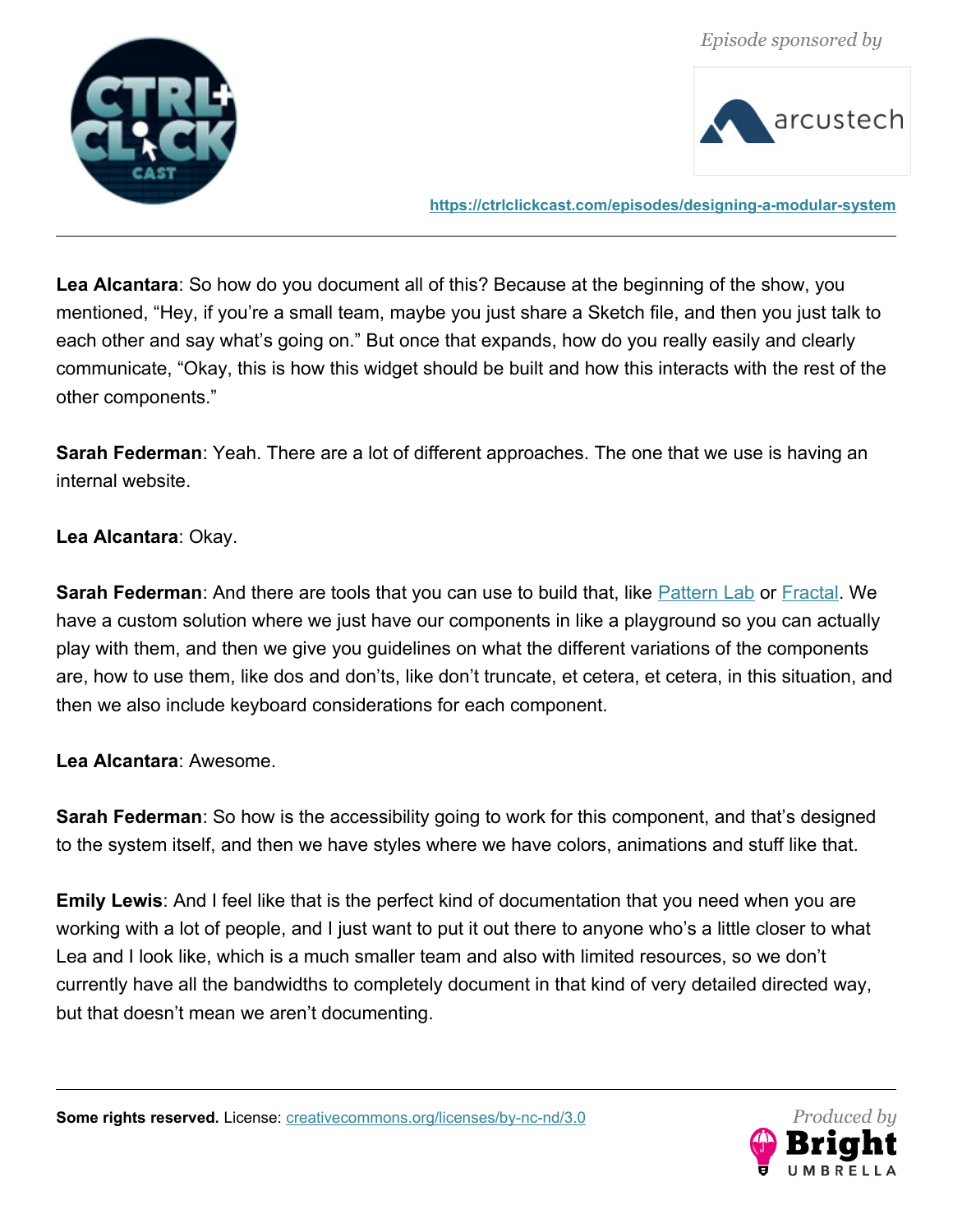**Lea Alcantara**: So how do you document all of this? Because at the beginning of the show, you mentioned, "Hey, if you're a small team, maybe you just share a Sketch file, and then you just talk to each other and say what's going on." But once that expands, how do you really easily and clearly communicate, "Okay, this is how this widget should be built and how this interacts with the rest of the other components."

**Sarah Federman**: Yeah. There are a lot of different approaches. The one that we use is having an internal website.

**Lea Alcantara**: Okay.

**Sarah Federman**: And there are tools that you can use to build that, like [Pattern Lab] or [Fractal]. We have a custom solution where we just have our components in like a playground so you can actually play with them, and then we give you guidelines on what the different variations of the components are, how to use them, like dos and don'ts, like don't truncate, et cetera, et cetera, in this situation, and then we also include keyboard considerations for each component.

**Lea Alcantara**: Awesome.

**Sarah Federman**: So how is the accessibility going to work for this component, and that's designed to the system itself, and then we have styles where we have colors, animations and stuff like that.

**Emily Lewis**: And I feel like that is the perfect kind of documentation that you need when you are working with a lot of people, and I just want to put it out there to anyone who's a little closer to what Lea and I look like, which is a much smaller team and also with limited resources, so we don't currently have all the bandwidths to completely document in that kind of very detailed directed way, but that doesn't mean we aren't documenting.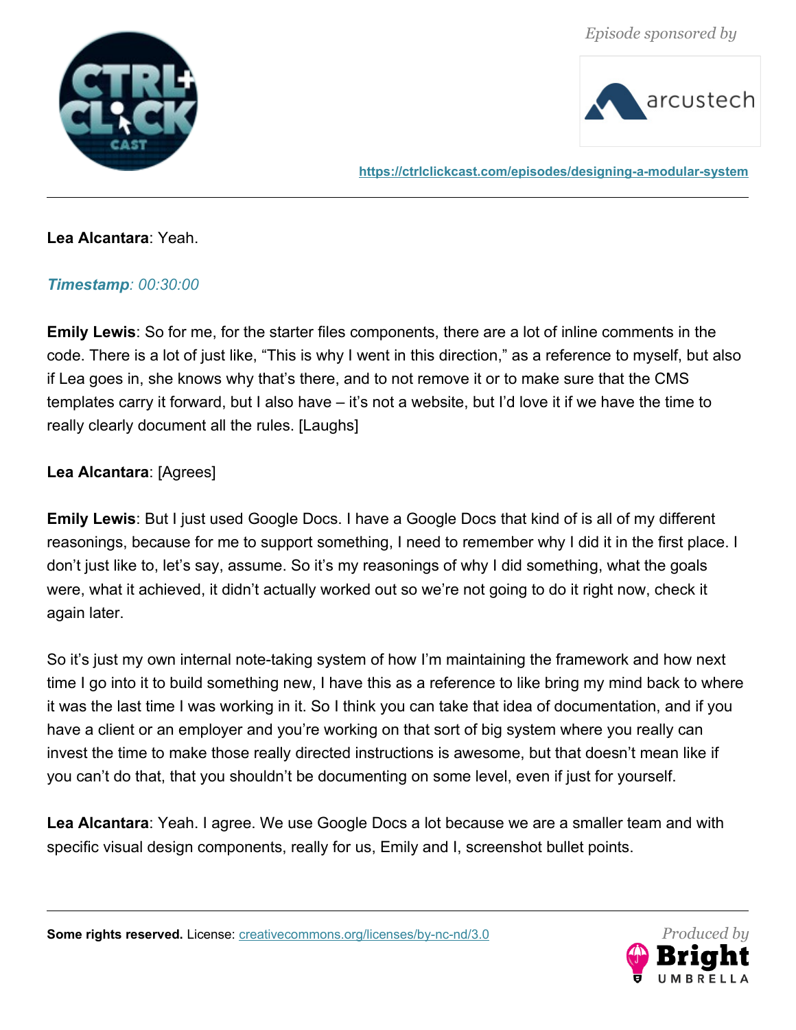**Lea Alcantara**: Yeah.

***Timestamp**: 00:30:00*

**Emily Lewis**: So for me, for the starter files components, there are a lot of inline comments in the code. There is a lot of just like, “This is why I went in this direction,” as a reference to myself, but also if Lea goes in, she knows why that’s there, and to not remove it or to make sure that the CMS templates carry it forward, but I also have – it’s not a website, but I’d love it if we have the time to really clearly document all the rules. [Laughs]

**Lea Alcantara**: [Agrees]

**Emily Lewis**: But I just used Google Docs. I have a Google Docs that kind of is all of my different reasonings, because for me to support something, I need to remember why I did it in the first place. I don’t just like to, let’s say, assume. So it’s my reasonings of why I did something, what the goals were, what it achieved, it didn’t actually worked out so we’re not going to do it right now, check it again later.

So it’s just my own internal note-taking system of how I’m maintaining the framework and how next time I go into it to build something new, I have this as a reference to like bring my mind back to where it was the last time I was working in it. So I think you can take that idea of documentation, and if you have a client or an employer and you’re working on that sort of big system where you really can invest the time to make those really directed instructions is awesome, but that doesn’t mean like if you can’t do that, that you shouldn’t be documenting on some level, even if just for yourself.

**Lea Alcantara**: Yeah. I agree. We use Google Docs a lot because we are a smaller team and with specific visual design components, really for us, Emily and I, screenshot bullet points.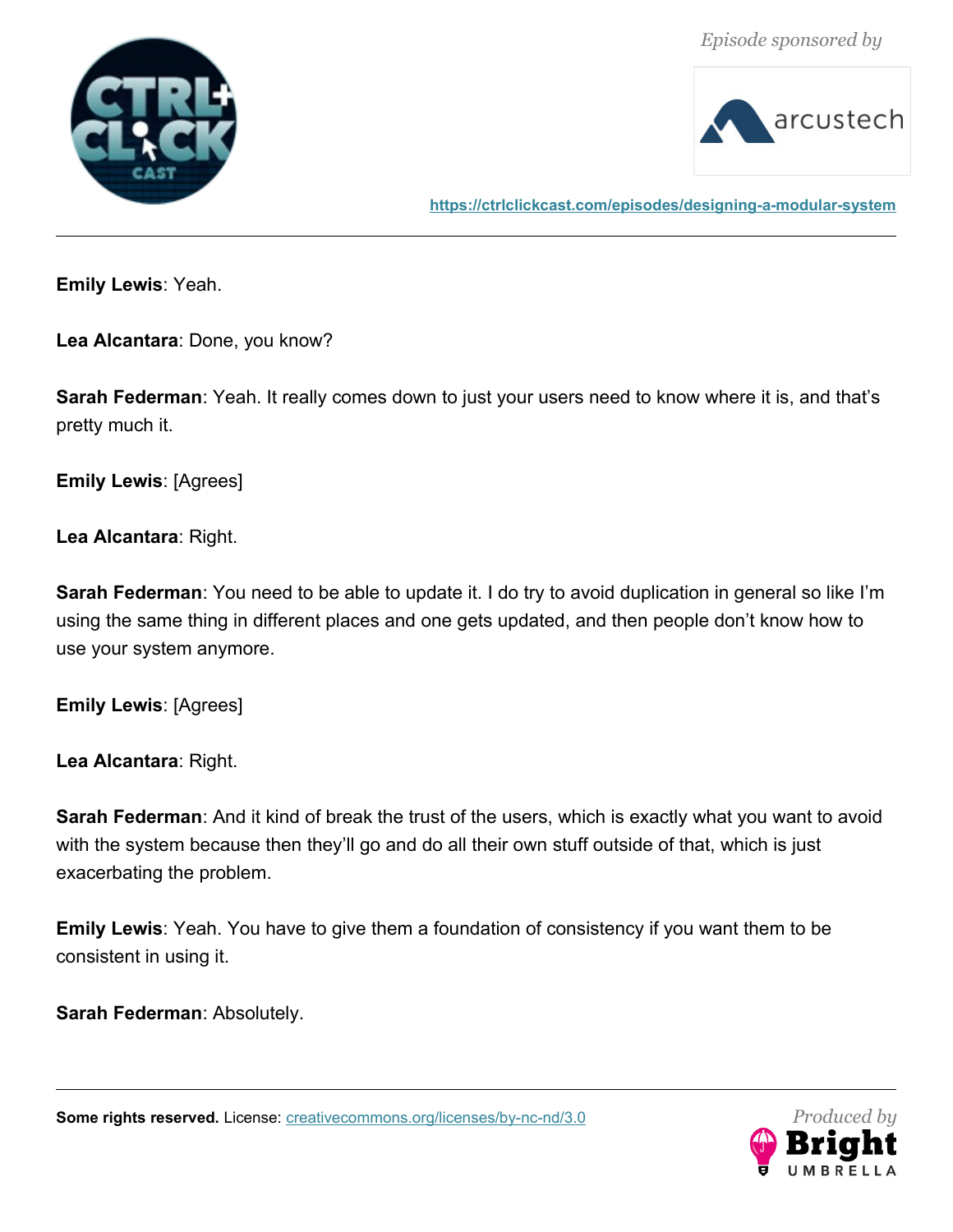**Emily Lewis**: Yeah.

**Lea Alcantara**: Done, you know?

**Sarah Federman**: Yeah. It really comes down to just your users need to know where it is, and that's pretty much it.

**Emily Lewis**: [Agrees]

**Lea Alcantara**: Right.

**Sarah Federman**: You need to be able to update it. I do try to avoid duplication in general so like I'm using the same thing in different places and one gets updated, and then people don't know how to use your system anymore.

**Emily Lewis**: [Agrees]

**Lea Alcantara**: Right.

**Sarah Federman**: And it kind of break the trust of the users, which is exactly what you want to avoid with the system because then they'll go and do all their own stuff outside of that, which is just exacerbating the problem.

**Emily Lewis**: Yeah. You have to give them a foundation of consistency if you want them to be consistent in using it.

**Sarah Federman**: Absolutely.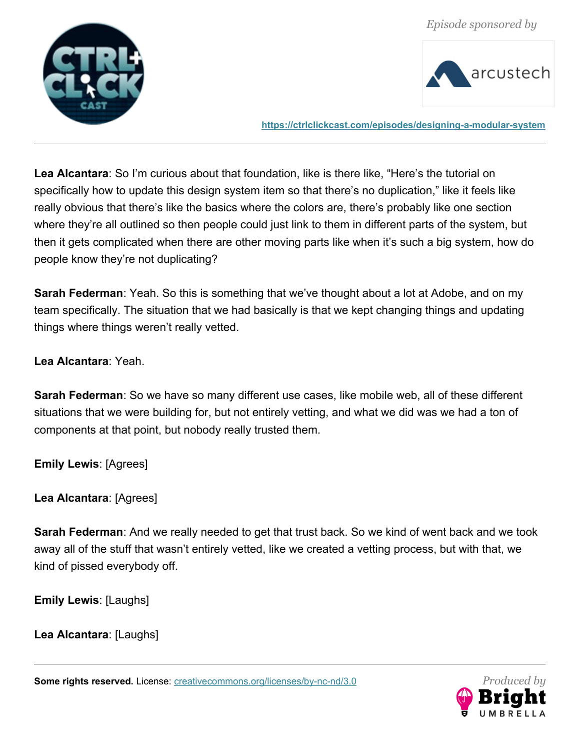**Lea Alcantara**: So I'm curious about that foundation, like is there like, "Here's the tutorial on specifically how to update this design system item so that there's no duplication," like it feels like really obvious that there's like the basics where the colors are, there's probably like one section where they're all outlined so then people could just link to them in different parts of the system, but then it gets complicated when there are other moving parts like when it's such a big system, how do people know they're not duplicating?

**Sarah Federman**: Yeah. So this is something that we've thought about a lot at Adobe, and on my team specifically. The situation that we had basically is that we kept changing things and updating things where things weren't really vetted.

**Lea Alcantara**: Yeah.

**Sarah Federman**: So we have so many different use cases, like mobile web, all of these different situations that we were building for, but not entirely vetting, and what we did was we had a ton of components at that point, but nobody really trusted them.

**Emily Lewis**: [Agrees]

**Lea Alcantara**: [Agrees]

**Sarah Federman**: And we really needed to get that trust back. So we kind of went back and we took away all of the stuff that wasn't entirely vetted, like we created a vetting process, but with that, we kind of pissed everybody off.

**Emily Lewis**: [Laughs]

**Lea Alcantara**: [Laughs]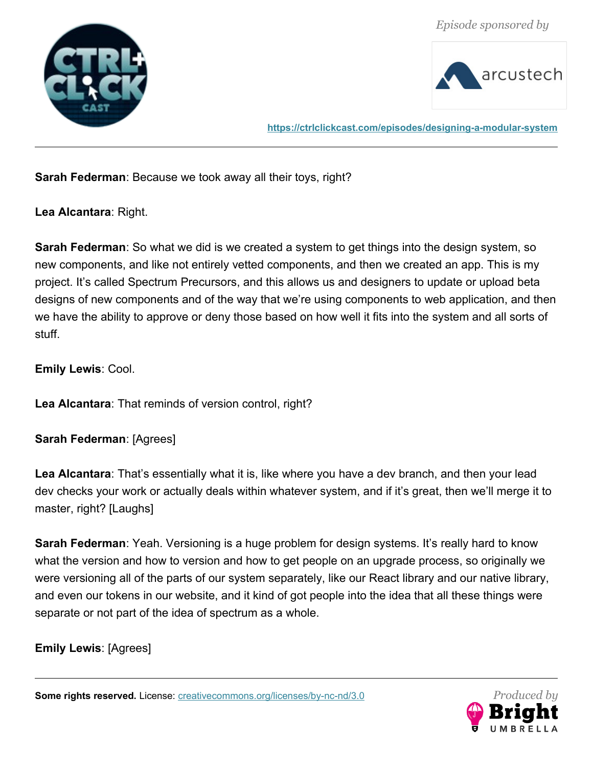**Sarah Federman**: Because we took away all their toys, right?

**Lea Alcantara**: Right.

**Sarah Federman**: So what we did is we created a system to get things into the design system, so new components, and like not entirely vetted components, and then we created an app. This is my project. It's called Spectrum Precursors, and this allows us and designers to update or upload beta designs of new components and of the way that we're using components to web application, and then we have the ability to approve or deny those based on how well it fits into the system and all sorts of stuff.

**Emily Lewis**: Cool.

**Lea Alcantara**: That reminds of version control, right?

**Sarah Federman**: [Agrees]

**Lea Alcantara**: That's essentially what it is, like where you have a dev branch, and then your lead dev checks your work or actually deals within whatever system, and if it's great, then we'll merge it to master, right? [Laughs]

**Sarah Federman**: Yeah. Versioning is a huge problem for design systems. It's really hard to know what the version and how to version and how to get people on an upgrade process, so originally we were versioning all of the parts of our system separately, like our React library and our native library, and even our tokens in our website, and it kind of got people into the idea that all these things were separate or not part of the idea of spectrum as a whole.

**Emily Lewis**: [Agrees]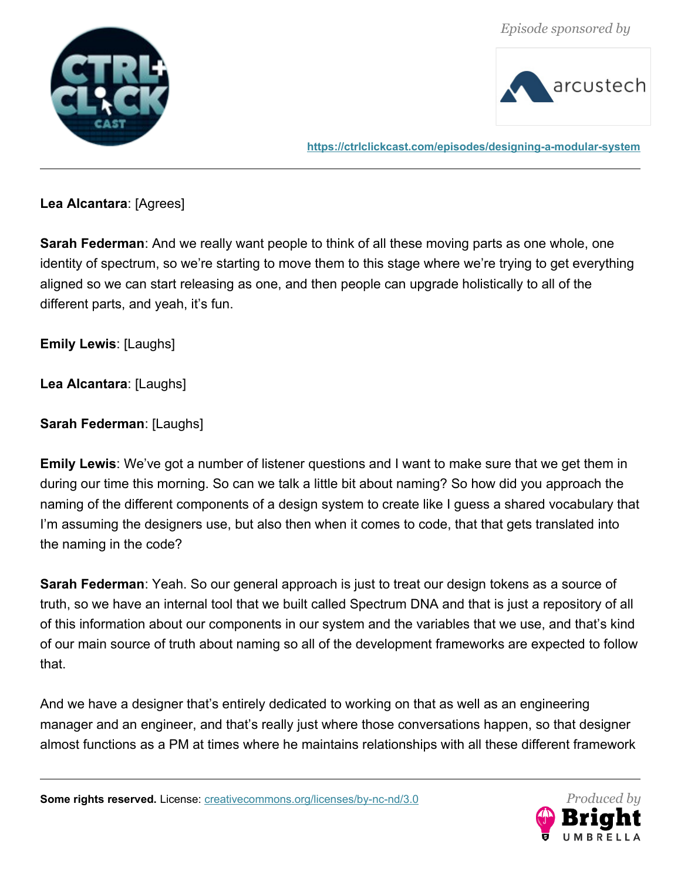**Lea Alcantara**: [Agrees]

**Sarah Federman**: And we really want people to think of all these moving parts as one whole, one identity of spectrum, so we're starting to move them to this stage where we're trying to get everything aligned so we can start releasing as one, and then people can upgrade holistically to all of the different parts, and yeah, it's fun.

**Emily Lewis**: [Laughs]

**Lea Alcantara**: [Laughs]

**Sarah Federman**: [Laughs]

**Emily Lewis**: We've got a number of listener questions and I want to make sure that we get them in during our time this morning. So can we talk a little bit about naming? So how did you approach the naming of the different components of a design system to create like I guess a shared vocabulary that I'm assuming the designers use, but also then when it comes to code, that that gets translated into the naming in the code?

**Sarah Federman**: Yeah. So our general approach is just to treat our design tokens as a source of truth, so we have an internal tool that we built called Spectrum DNA and that is just a repository of all of this information about our components in our system and the variables that we use, and that's kind of our main source of truth about naming so all of the development frameworks are expected to follow that.

And we have a designer that's entirely dedicated to working on that as well as an engineering manager and an engineer, and that's really just where those conversations happen, so that designer almost functions as a PM at times where he maintains relationships with all these different framework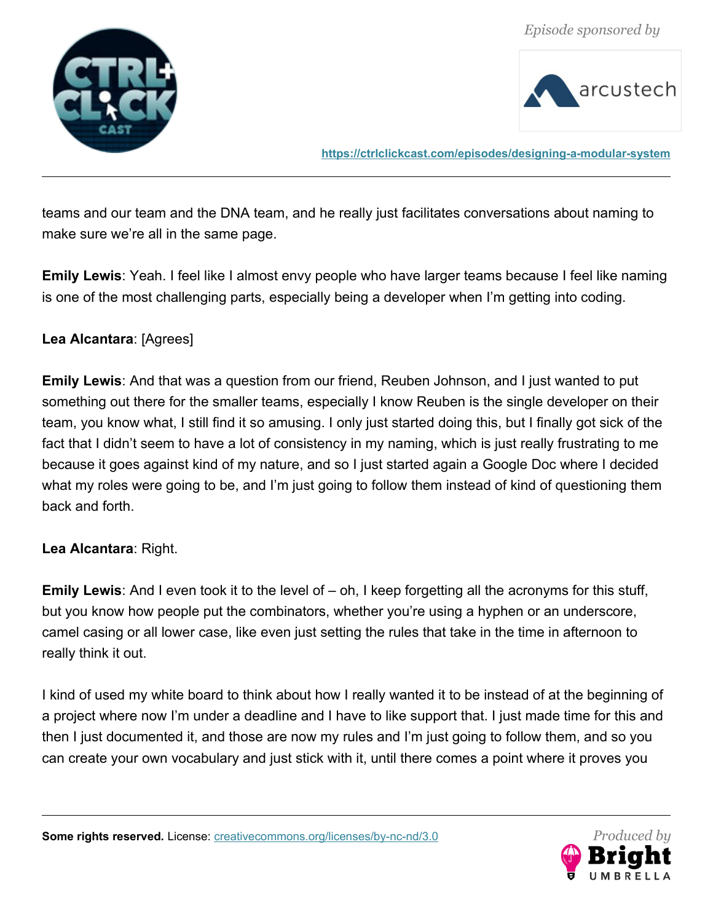teams and our team and the DNA team, and he really just facilitates conversations about naming to make sure we're all in the same page.

**Emily Lewis**: Yeah. I feel like I almost envy people who have larger teams because I feel like naming is one of the most challenging parts, especially being a developer when I'm getting into coding.

**Lea Alcantara**: [Agrees]

**Emily Lewis**: And that was a question from our friend, Reuben Johnson, and I just wanted to put something out there for the smaller teams, especially I know Reuben is the single developer on their team, you know what, I still find it so amusing. I only just started doing this, but I finally got sick of the fact that I didn't seem to have a lot of consistency in my naming, which is just really frustrating to me because it goes against kind of my nature, and so I just started again a Google Doc where I decided what my roles were going to be, and I'm just going to follow them instead of kind of questioning them back and forth.

**Lea Alcantara**: Right.

**Emily Lewis**: And I even took it to the level of – oh, I keep forgetting all the acronyms for this stuff, but you know how people put the combinators, whether you're using a hyphen or an underscore, camel casing or all lower case, like even just setting the rules that take in the time in afternoon to really think it out.

I kind of used my white board to think about how I really wanted it to be instead of at the beginning of a project where now I'm under a deadline and I have to like support that. I just made time for this and then I just documented it, and those are now my rules and I'm just going to follow them, and so you can create your own vocabulary and just stick with it, until there comes a point where it proves you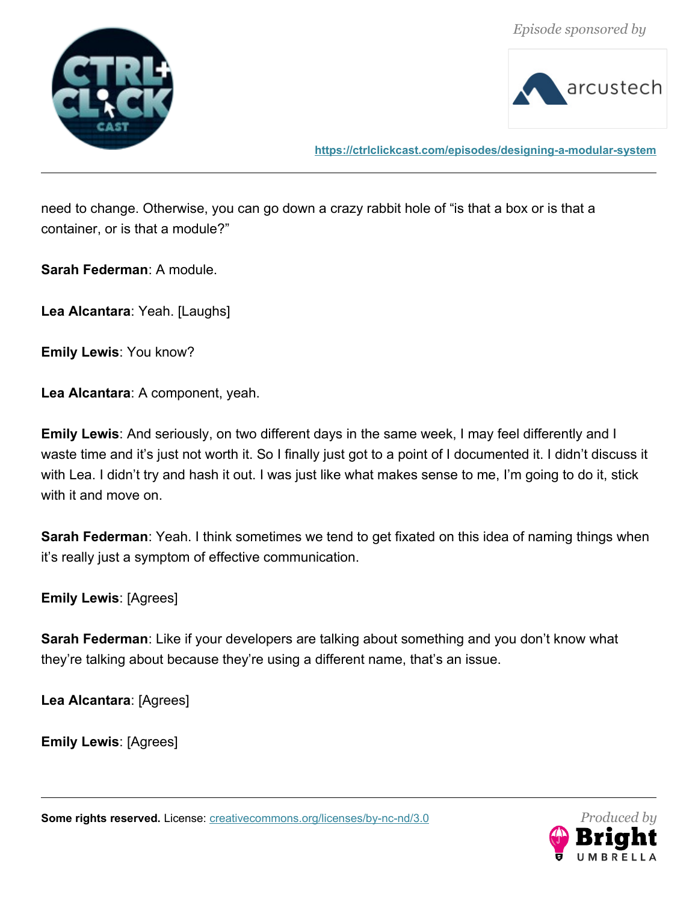need to change. Otherwise, you can go down a crazy rabbit hole of "is that a box or is that a container, or is that a module?"

**Sarah Federman**: A module.

**Lea Alcantara**: Yeah. [Laughs]

**Emily Lewis**: You know?

**Lea Alcantara**: A component, yeah.

**Emily Lewis**: And seriously, on two different days in the same week, I may feel differently and I waste time and it's just not worth it. So I finally just got to a point of I documented it. I didn't discuss it with Lea. I didn't try and hash it out. I was just like what makes sense to me, I'm going to do it, stick with it and move on.

**Sarah Federman**: Yeah. I think sometimes we tend to get fixated on this idea of naming things when it's really just a symptom of effective communication.

**Emily Lewis**: [Agrees]

**Sarah Federman**: Like if your developers are talking about something and you don't know what they're talking about because they're using a different name, that's an issue.

**Lea Alcantara**: [Agrees]

**Emily Lewis**: [Agrees]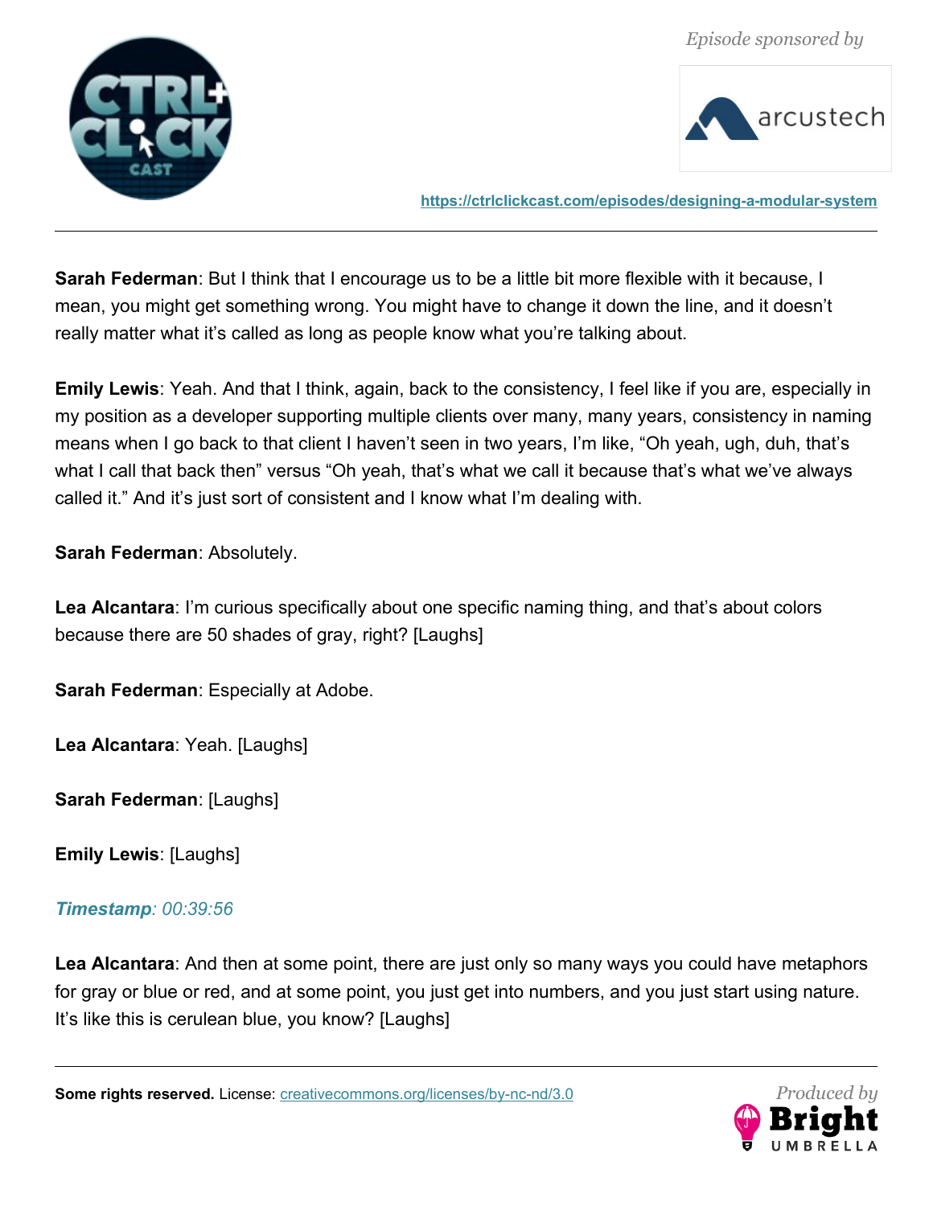**Sarah Federman**: But I think that I encourage us to be a little bit more flexible with it because, I mean, you might get something wrong. You might have to change it down the line, and it doesn't really matter what it's called as long as people know what you're talking about.

**Emily Lewis**: Yeah. And that I think, again, back to the consistency, I feel like if you are, especially in my position as a developer supporting multiple clients over many, many years, consistency in naming means when I go back to that client I haven't seen in two years, I'm like, "Oh yeah, ugh, duh, that's what I call that back then" versus "Oh yeah, that's what we call it because that's what we've always called it." And it's just sort of consistent and I know what I'm dealing with.

**Sarah Federman**: Absolutely.

**Lea Alcantara**: I'm curious specifically about one specific naming thing, and that's about colors because there are 50 shades of gray, right? [Laughs]

**Sarah Federman**: Especially at Adobe.

**Lea Alcantara**: Yeah. [Laughs]

**Sarah Federman**: [Laughs]

**Emily Lewis**: [Laughs]

***Timestamp**: 00:39:56*

**Lea Alcantara**: And then at some point, there are just only so many ways you could have metaphors for gray or blue or red, and at some point, you just get into numbers, and you just start using nature. It's like this is cerulean blue, you know? [Laughs]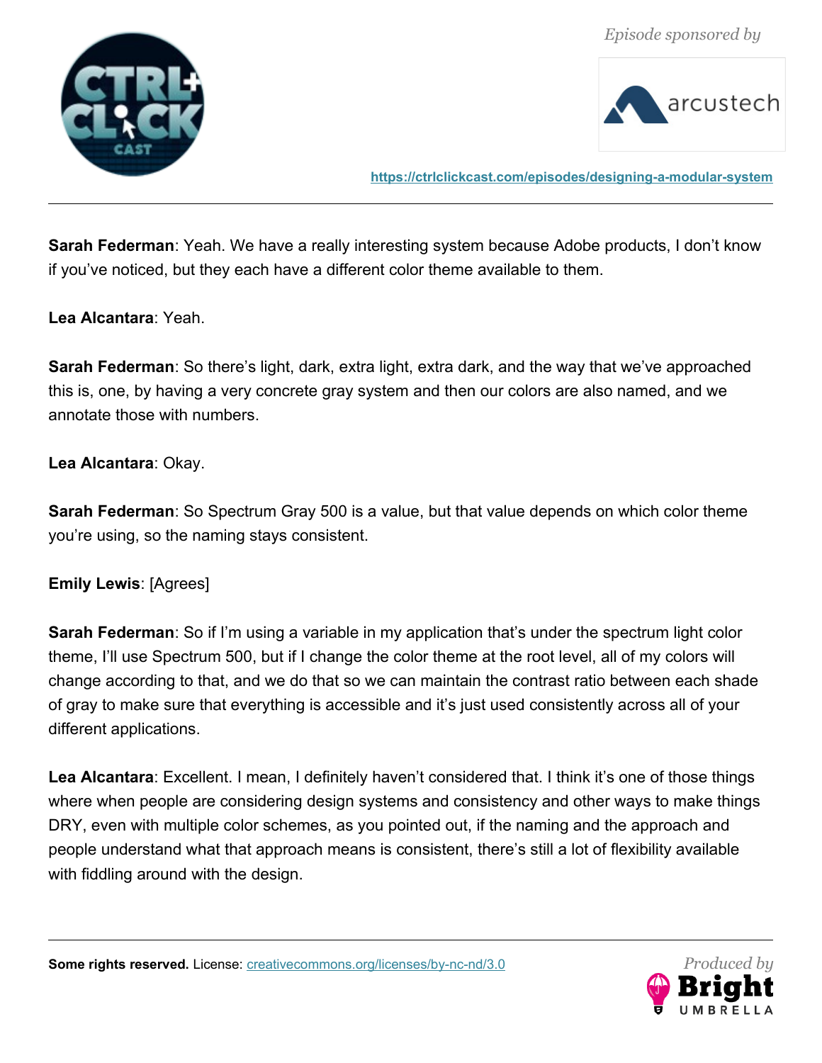**Sarah Federman**: Yeah. We have a really interesting system because Adobe products, I don't know if you've noticed, but they each have a different color theme available to them.

**Lea Alcantara**: Yeah.

**Sarah Federman**: So there's light, dark, extra light, extra dark, and the way that we've approached this is, one, by having a very concrete gray system and then our colors are also named, and we annotate those with numbers.

**Lea Alcantara**: Okay.

**Sarah Federman**: So Spectrum Gray 500 is a value, but that value depends on which color theme you're using, so the naming stays consistent.

**Emily Lewis**: [Agrees]

**Sarah Federman**: So if I'm using a variable in my application that's under the spectrum light color theme, I'll use Spectrum 500, but if I change the color theme at the root level, all of my colors will change according to that, and we do that so we can maintain the contrast ratio between each shade of gray to make sure that everything is accessible and it's just used consistently across all of your different applications.

**Lea Alcantara**: Excellent. I mean, I definitely haven't considered that. I think it's one of those things where when people are considering design systems and consistency and other ways to make things DRY, even with multiple color schemes, as you pointed out, if the naming and the approach and people understand what that approach means is consistent, there's still a lot of flexibility available with fiddling around with the design.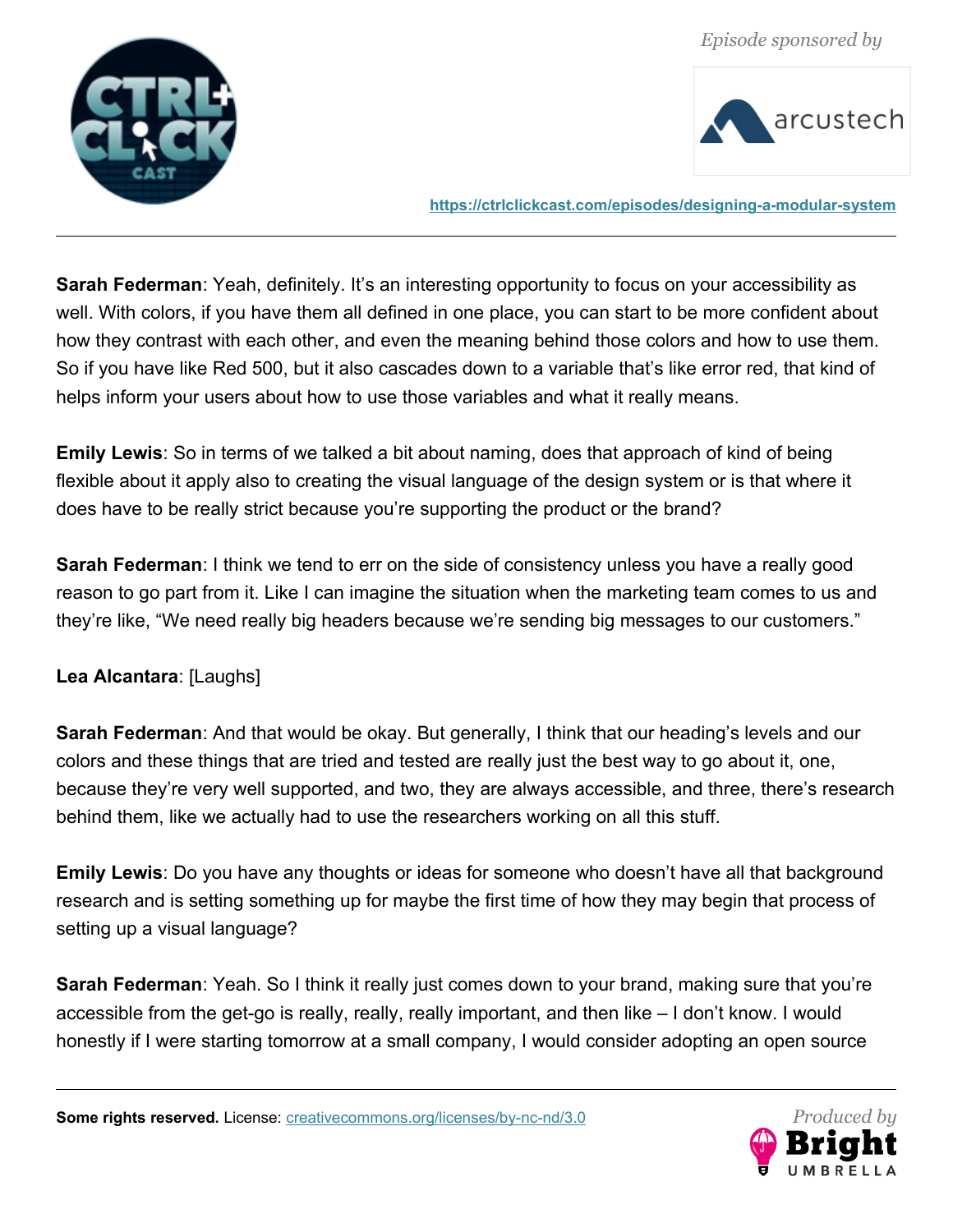**Sarah Federman**: Yeah, definitely. It's an interesting opportunity to focus on your accessibility as well. With colors, if you have them all defined in one place, you can start to be more confident about how they contrast with each other, and even the meaning behind those colors and how to use them. So if you have like Red 500, but it also cascades down to a variable that's like error red, that kind of helps inform your users about how to use those variables and what it really means.

**Emily Lewis**: So in terms of we talked a bit about naming, does that approach of kind of being flexible about it apply also to creating the visual language of the design system or is that where it does have to be really strict because you're supporting the product or the brand?

**Sarah Federman**: I think we tend to err on the side of consistency unless you have a really good reason to go part from it. Like I can imagine the situation when the marketing team comes to us and they're like, "We need really big headers because we're sending big messages to our customers."

**Lea Alcantara**: [Laughs]

**Sarah Federman**: And that would be okay. But generally, I think that our heading's levels and our colors and these things that are tried and tested are really just the best way to go about it, one, because they're very well supported, and two, they are always accessible, and three, there's research behind them, like we actually had to use the researchers working on all this stuff.

**Emily Lewis**: Do you have any thoughts or ideas for someone who doesn't have all that background research and is setting something up for maybe the first time of how they may begin that process of setting up a visual language?

**Sarah Federman**: Yeah. So I think it really just comes down to your brand, making sure that you're accessible from the get-go is really, really, really important, and then like – I don't know. I would honestly if I were starting tomorrow at a small company, I would consider adopting an open source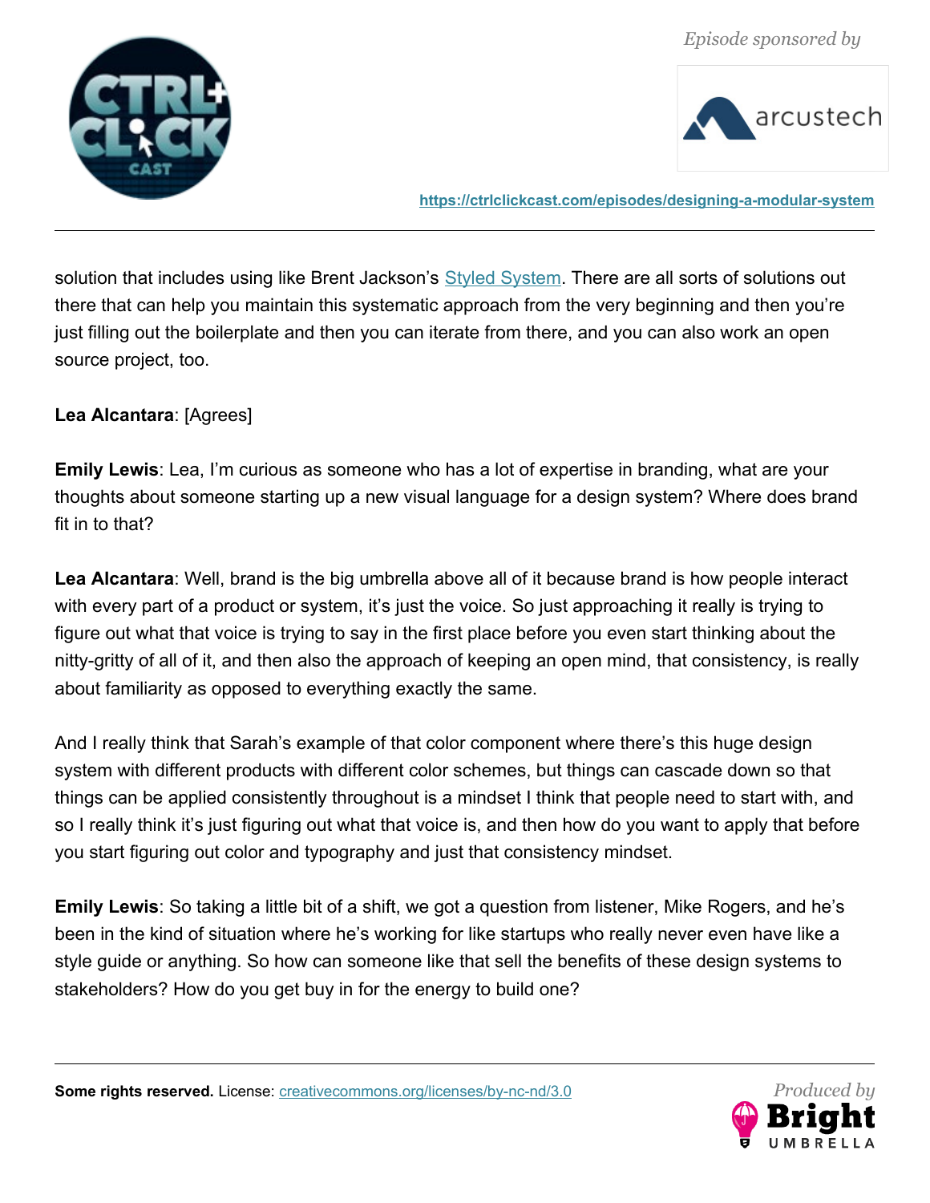solution that includes using like Brent Jackson's Styled System. There are all sorts of solutions out there that can help you maintain this systematic approach from the very beginning and then you're just filling out the boilerplate and then you can iterate from there, and you can also work an open source project, too.

**Lea Alcantara**: [Agrees]

**Emily Lewis**: Lea, I'm curious as someone who has a lot of expertise in branding, what are your thoughts about someone starting up a new visual language for a design system? Where does brand fit in to that?

**Lea Alcantara**: Well, brand is the big umbrella above all of it because brand is how people interact with every part of a product or system, it's just the voice. So just approaching it really is trying to figure out what that voice is trying to say in the first place before you even start thinking about the nitty-gritty of all of it, and then also the approach of keeping an open mind, that consistency, is really about familiarity as opposed to everything exactly the same.

And I really think that Sarah's example of that color component where there's this huge design system with different products with different color schemes, but things can cascade down so that things can be applied consistently throughout is a mindset I think that people need to start with, and so I really think it's just figuring out what that voice is, and then how do you want to apply that before you start figuring out color and typography and just that consistency mindset.

**Emily Lewis**: So taking a little bit of a shift, we got a question from listener, Mike Rogers, and he's been in the kind of situation where he's working for like startups who really never even have like a style guide or anything. So how can someone like that sell the benefits of these design systems to stakeholders? How do you get buy in for the energy to build one?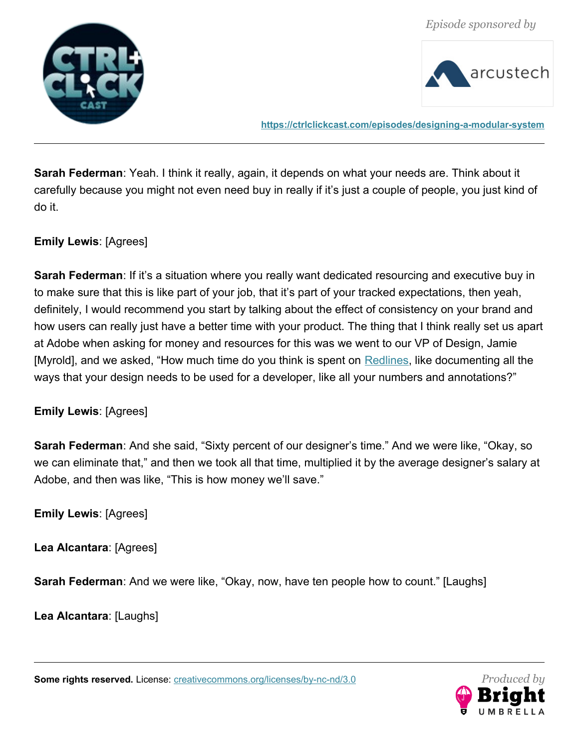**Sarah Federman**: Yeah. I think it really, again, it depends on what your needs are. Think about it carefully because you might not even need buy in really if it's just a couple of people, you just kind of do it.

**Emily Lewis**: [Agrees]

**Sarah Federman**: If it's a situation where you really want dedicated resourcing and executive buy in to make sure that this is like part of your job, that it's part of your tracked expectations, then yeah, definitely, I would recommend you start by talking about the effect of consistency on your brand and how users can really just have a better time with your product. The thing that I think really set us apart at Adobe when asking for money and resources for this was we went to our VP of Design, Jamie [Myrold], and we asked, "How much time do you think is spent on Redlines, like documenting all the ways that your design needs to be used for a developer, like all your numbers and annotations?"

**Emily Lewis**: [Agrees]

**Sarah Federman**: And she said, "Sixty percent of our designer's time." And we were like, "Okay, so we can eliminate that," and then we took all that time, multiplied it by the average designer's salary at Adobe, and then was like, "This is how money we'll save."

**Emily Lewis**: [Agrees]

**Lea Alcantara**: [Agrees]

**Sarah Federman**: And we were like, "Okay, now, have ten people how to count." [Laughs]

**Lea Alcantara**: [Laughs]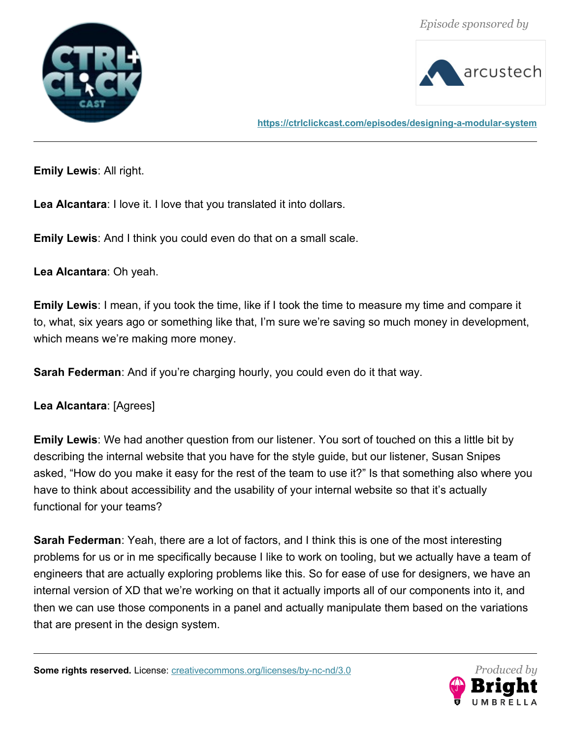**Emily Lewis**: All right.

**Lea Alcantara**: I love it. I love that you translated it into dollars.

**Emily Lewis**: And I think you could even do that on a small scale.

**Lea Alcantara**: Oh yeah.

**Emily Lewis**: I mean, if you took the time, like if I took the time to measure my time and compare it to, what, six years ago or something like that, I'm sure we're saving so much money in development, which means we're making more money.

**Sarah Federman**: And if you're charging hourly, you could even do it that way.

**Lea Alcantara**: [Agrees]

**Emily Lewis**: We had another question from our listener. You sort of touched on this a little bit by describing the internal website that you have for the style guide, but our listener, Susan Snipes asked, "How do you make it easy for the rest of the team to use it?" Is that something also where you have to think about accessibility and the usability of your internal website so that it's actually functional for your teams?

**Sarah Federman**: Yeah, there are a lot of factors, and I think this is one of the most interesting problems for us or in me specifically because I like to work on tooling, but we actually have a team of engineers that are actually exploring problems like this. So for ease of use for designers, we have an internal version of XD that we're working on that it actually imports all of our components into it, and then we can use those components in a panel and actually manipulate them based on the variations that are present in the design system.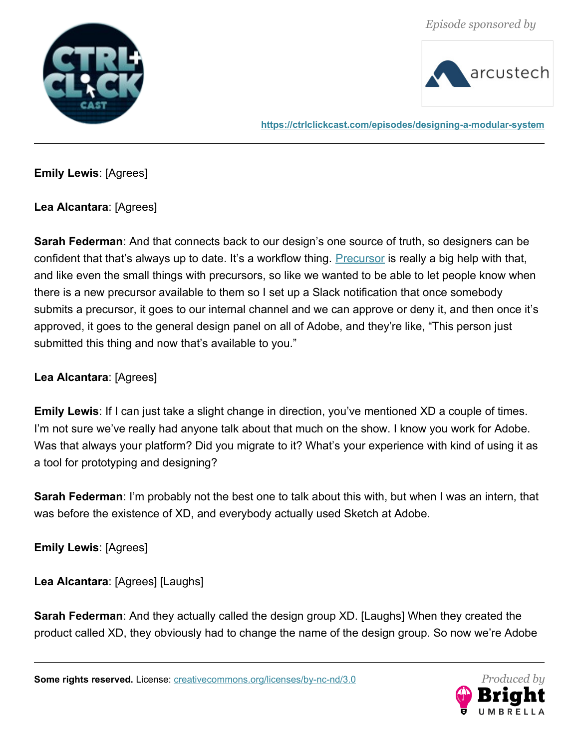**Emily Lewis**: [Agrees]

**Lea Alcantara**: [Agrees]

**Sarah Federman**: And that connects back to our design's one source of truth, so designers can be confident that that's always up to date. It's a workflow thing. Precursor is really a big help with that, and like even the small things with precursors, so like we wanted to be able to let people know when there is a new precursor available to them so I set up a Slack notification that once somebody submits a precursor, it goes to our internal channel and we can approve or deny it, and then once it's approved, it goes to the general design panel on all of Adobe, and they're like, "This person just submitted this thing and now that's available to you."

**Lea Alcantara**: [Agrees]

**Emily Lewis**: If I can just take a slight change in direction, you've mentioned XD a couple of times. I'm not sure we've really had anyone talk about that much on the show. I know you work for Adobe. Was that always your platform? Did you migrate to it? What's your experience with kind of using it as a tool for prototyping and designing?

**Sarah Federman**: I'm probably not the best one to talk about this with, but when I was an intern, that was before the existence of XD, and everybody actually used Sketch at Adobe.

**Emily Lewis**: [Agrees]

**Lea Alcantara**: [Agrees] [Laughs]

**Sarah Federman**: And they actually called the design group XD. [Laughs] When they created the product called XD, they obviously had to change the name of the design group. So now we're Adobe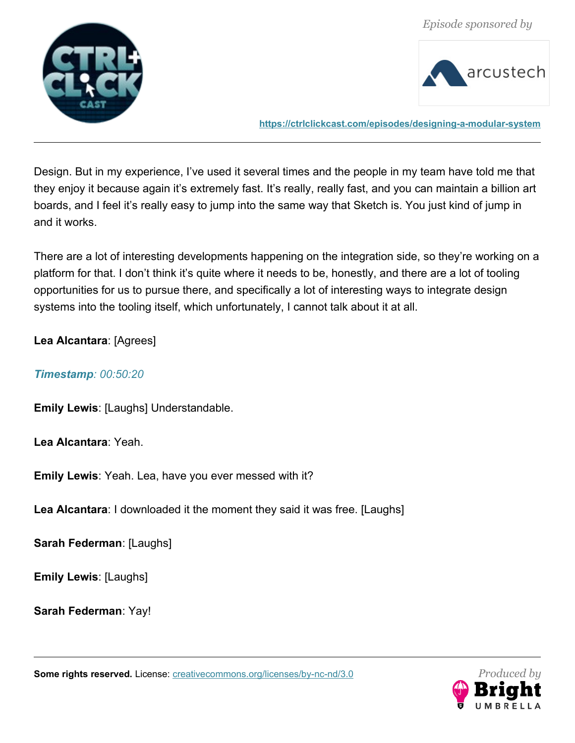Design. But in my experience, I've used it several times and the people in my team have told me that they enjoy it because again it's extremely fast. It's really, really fast, and you can maintain a billion art boards, and I feel it's really easy to jump into the same way that Sketch is. You just kind of jump in and it works.

There are a lot of interesting developments happening on the integration side, so they're working on a platform for that. I don't think it's quite where it needs to be, honestly, and there are a lot of tooling opportunities for us to pursue there, and specifically a lot of interesting ways to integrate design systems into the tooling itself, which unfortunately, I cannot talk about it at all.

**Lea Alcantara**: [Agrees]

***Timestamp****: 00:50:20*

**Emily Lewis**: [Laughs] Understandable.

**Lea Alcantara**: Yeah.

**Emily Lewis**: Yeah. Lea, have you ever messed with it?

**Lea Alcantara**: I downloaded it the moment they said it was free. [Laughs]

**Sarah Federman**: [Laughs]

**Emily Lewis**: [Laughs]

**Sarah Federman**: Yay!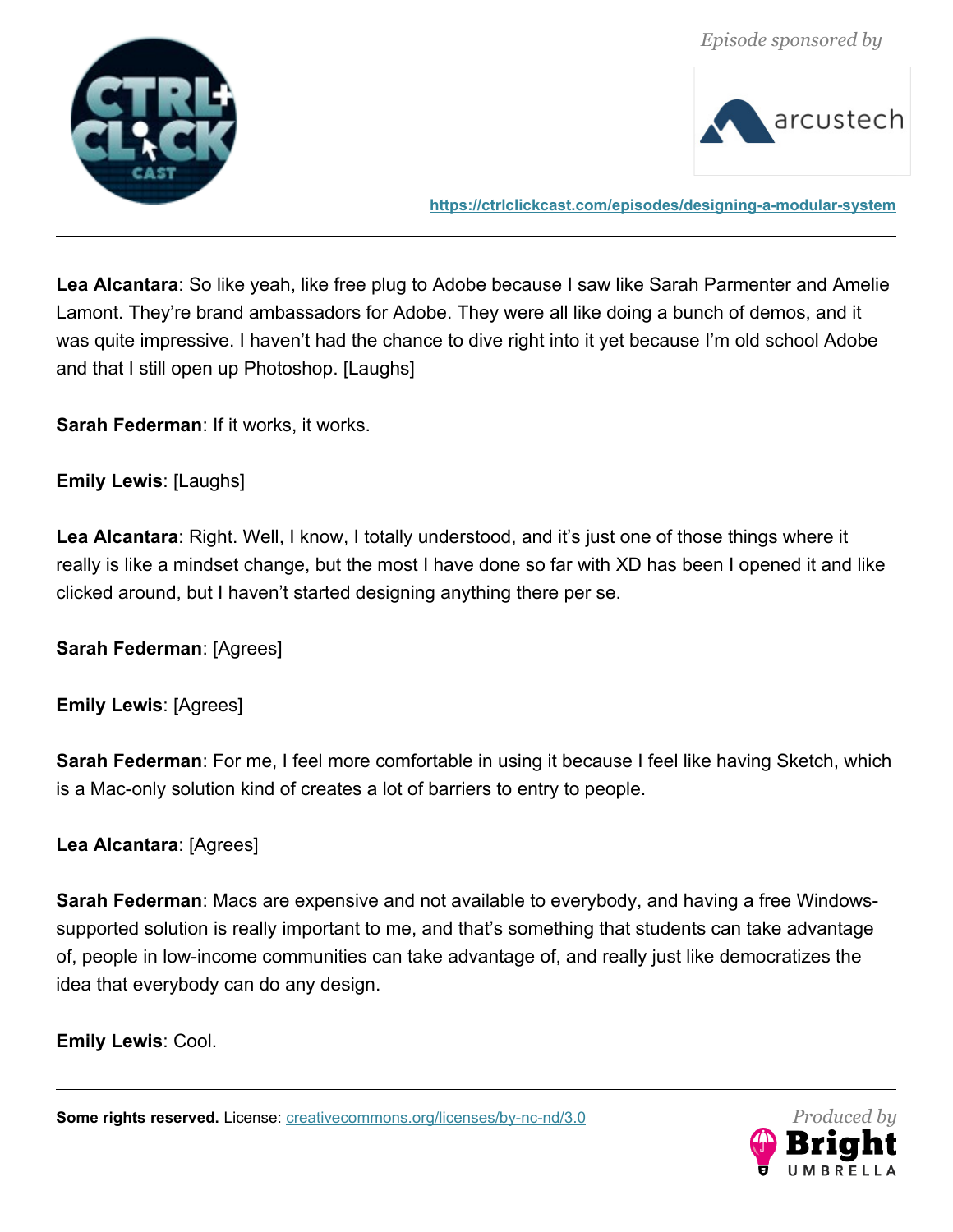**Lea Alcantara**: So like yeah, like free plug to Adobe because I saw like Sarah Parmenter and Amelie Lamont. They're brand ambassadors for Adobe. They were all like doing a bunch of demos, and it was quite impressive. I haven't had the chance to dive right into it yet because I'm old school Adobe and that I still open up Photoshop. [Laughs]

**Sarah Federman**: If it works, it works.

**Emily Lewis**: [Laughs]

**Lea Alcantara**: Right. Well, I know, I totally understood, and it's just one of those things where it really is like a mindset change, but the most I have done so far with XD has been I opened it and like clicked around, but I haven't started designing anything there per se.

**Sarah Federman**: [Agrees]

**Emily Lewis**: [Agrees]

**Sarah Federman**: For me, I feel more comfortable in using it because I feel like having Sketch, which is a Mac-only solution kind of creates a lot of barriers to entry to people.

**Lea Alcantara**: [Agrees]

**Sarah Federman**: Macs are expensive and not available to everybody, and having a free Windows-supported solution is really important to me, and that's something that students can take advantage of, people in low-income communities can take advantage of, and really just like democratizes the idea that everybody can do any design.

**Emily Lewis**: Cool.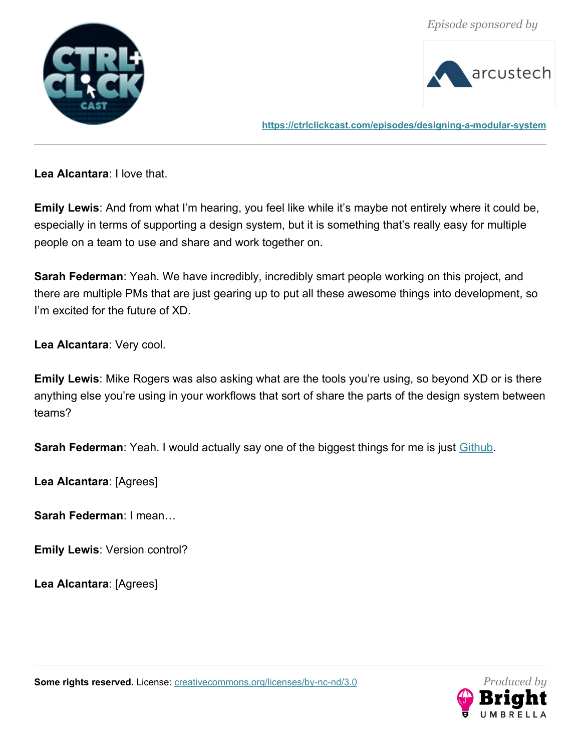**Lea Alcantara**: I love that.

**Emily Lewis**: And from what I'm hearing, you feel like while it's maybe not entirely where it could be, especially in terms of supporting a design system, but it is something that's really easy for multiple people on a team to use and share and work together on.

**Sarah Federman**: Yeah. We have incredibly, incredibly smart people working on this project, and there are multiple PMs that are just gearing up to put all these awesome things into development, so I'm excited for the future of XD.

**Lea Alcantara**: Very cool.

**Emily Lewis**: Mike Rogers was also asking what are the tools you're using, so beyond XD or is there anything else you're using in your workflows that sort of share the parts of the design system between teams?

**Sarah Federman**: Yeah. I would actually say one of the biggest things for me is just Github.

**Lea Alcantara**: [Agrees]

**Sarah Federman**: I mean…

**Emily Lewis**: Version control?

**Lea Alcantara**: [Agrees]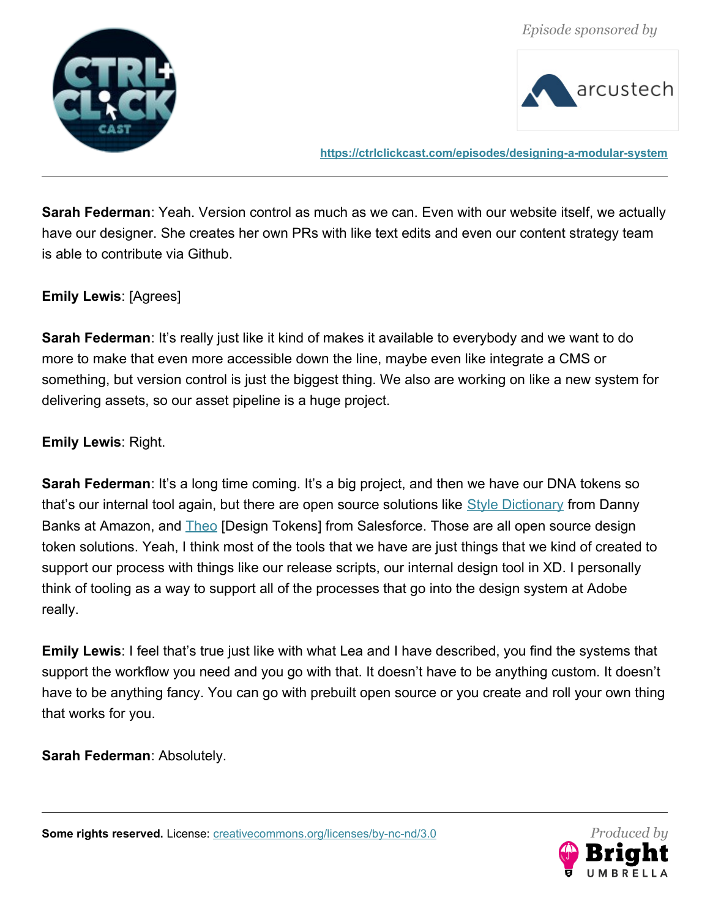**Sarah Federman**: Yeah. Version control as much as we can. Even with our website itself, we actually have our designer. She creates her own PRs with like text edits and even our content strategy team is able to contribute via Github.

**Emily Lewis**: [Agrees]

**Sarah Federman**: It's really just like it kind of makes it available to everybody and we want to do more to make that even more accessible down the line, maybe even like integrate a CMS or something, but version control is just the biggest thing. We also are working on like a new system for delivering assets, so our asset pipeline is a huge project.

**Emily Lewis**: Right.

**Sarah Federman**: It's a long time coming. It's a big project, and then we have our DNA tokens so that's our internal tool again, but there are open source solutions like Style Dictionary from Danny Banks at Amazon, and Theo [Design Tokens] from Salesforce. Those are all open source design token solutions. Yeah, I think most of the tools that we have are just things that we kind of created to support our process with things like our release scripts, our internal design tool in XD. I personally think of tooling as a way to support all of the processes that go into the design system at Adobe really.

**Emily Lewis**: I feel that's true just like with what Lea and I have described, you find the systems that support the workflow you need and you go with that. It doesn't have to be anything custom. It doesn't have to be anything fancy. You can go with prebuilt open source or you create and roll your own thing that works for you.

**Sarah Federman**: Absolutely.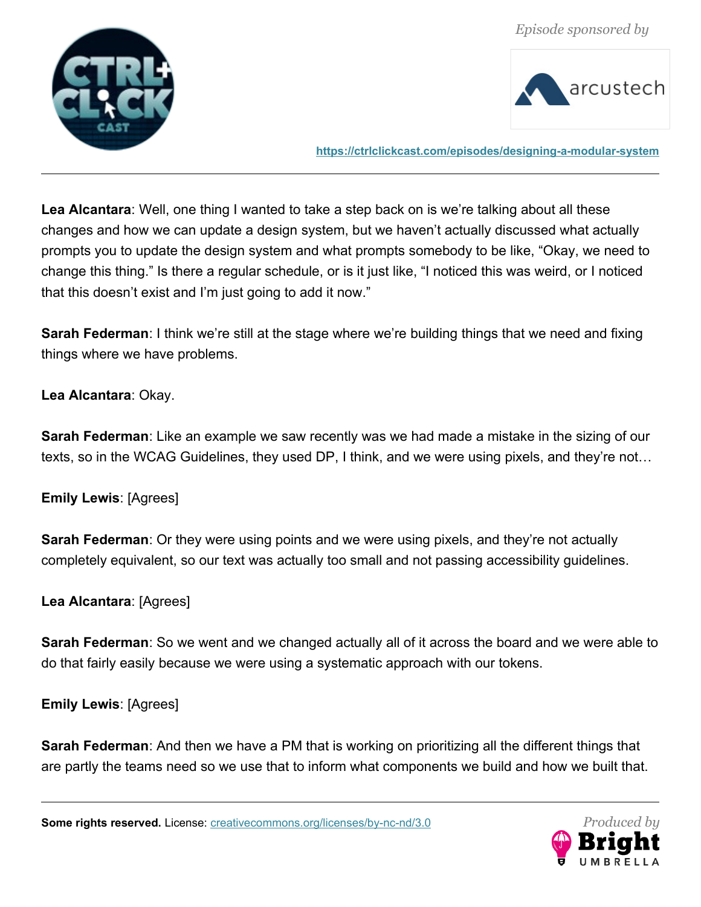**Lea Alcantara**: Well, one thing I wanted to take a step back on is we're talking about all these changes and how we can update a design system, but we haven't actually discussed what actually prompts you to update the design system and what prompts somebody to be like, "Okay, we need to change this thing." Is there a regular schedule, or is it just like, "I noticed this was weird, or I noticed that this doesn't exist and I'm just going to add it now."

**Sarah Federman**: I think we're still at the stage where we're building things that we need and fixing things where we have problems.

**Lea Alcantara**: Okay.

**Sarah Federman**: Like an example we saw recently was we had made a mistake in the sizing of our texts, so in the WCAG Guidelines, they used DP, I think, and we were using pixels, and they're not…

**Emily Lewis**: [Agrees]

**Sarah Federman**: Or they were using points and we were using pixels, and they're not actually completely equivalent, so our text was actually too small and not passing accessibility guidelines.

**Lea Alcantara**: [Agrees]

**Sarah Federman**: So we went and we changed actually all of it across the board and we were able to do that fairly easily because we were using a systematic approach with our tokens.

**Emily Lewis**: [Agrees]

**Sarah Federman**: And then we have a PM that is working on prioritizing all the different things that are partly the teams need so we use that to inform what components we build and how we built that.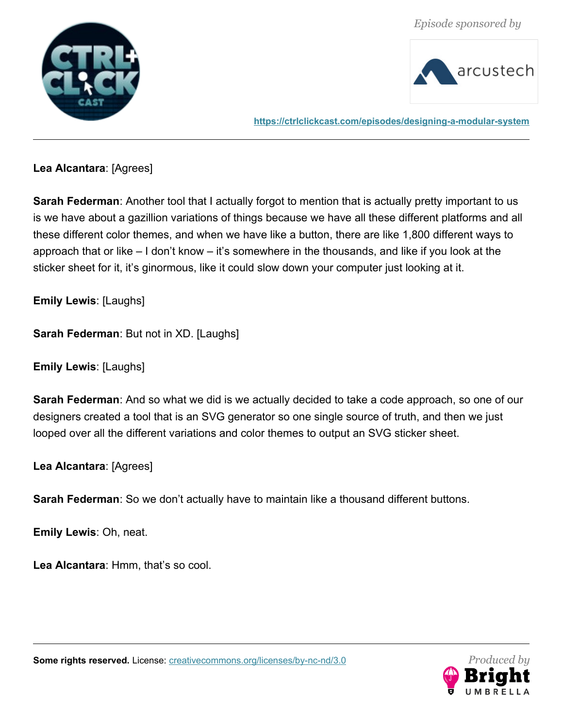**Lea Alcantara**: [Agrees]

**Sarah Federman**: Another tool that I actually forgot to mention that is actually pretty important to us is we have about a gazillion variations of things because we have all these different platforms and all these different color themes, and when we have like a button, there are like 1,800 different ways to approach that or like – I don't know – it's somewhere in the thousands, and like if you look at the sticker sheet for it, it's ginormous, like it could slow down your computer just looking at it.

**Emily Lewis**: [Laughs]

**Sarah Federman**: But not in XD. [Laughs]

**Emily Lewis**: [Laughs]

**Sarah Federman**: And so what we did is we actually decided to take a code approach, so one of our designers created a tool that is an SVG generator so one single source of truth, and then we just looped over all the different variations and color themes to output an SVG sticker sheet.

**Lea Alcantara**: [Agrees]

**Sarah Federman**: So we don't actually have to maintain like a thousand different buttons.

**Emily Lewis**: Oh, neat.

**Lea Alcantara**: Hmm, that's so cool.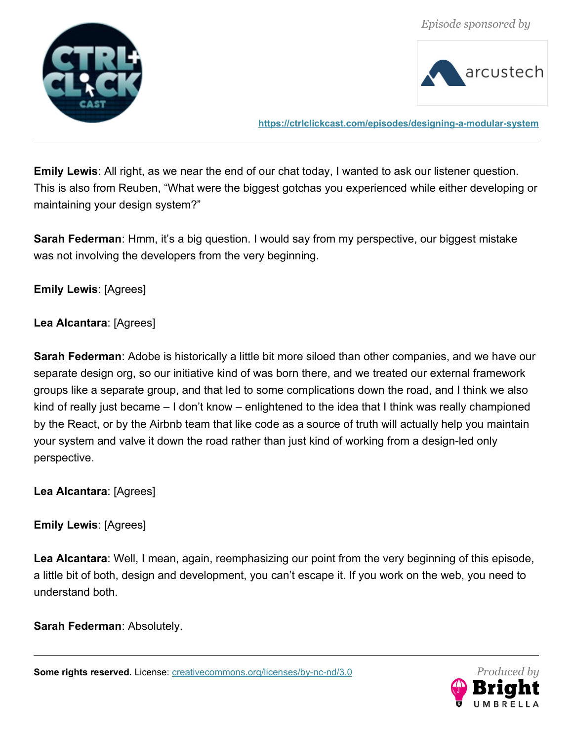**Emily Lewis**: All right, as we near the end of our chat today, I wanted to ask our listener question. This is also from Reuben, "What were the biggest gotchas you experienced while either developing or maintaining your design system?"

**Sarah Federman**: Hmm, it's a big question. I would say from my perspective, our biggest mistake was not involving the developers from the very beginning.

**Emily Lewis**: [Agrees]

**Lea Alcantara**: [Agrees]

**Sarah Federman**: Adobe is historically a little bit more siloed than other companies, and we have our separate design org, so our initiative kind of was born there, and we treated our external framework groups like a separate group, and that led to some complications down the road, and I think we also kind of really just became – I don't know – enlightened to the idea that I think was really championed by the React, or by the Airbnb team that like code as a source of truth will actually help you maintain your system and valve it down the road rather than just kind of working from a design-led only perspective.

**Lea Alcantara**: [Agrees]

**Emily Lewis**: [Agrees]

**Lea Alcantara**: Well, I mean, again, reemphasizing our point from the very beginning of this episode, a little bit of both, design and development, you can't escape it. If you work on the web, you need to understand both.

**Sarah Federman**: Absolutely.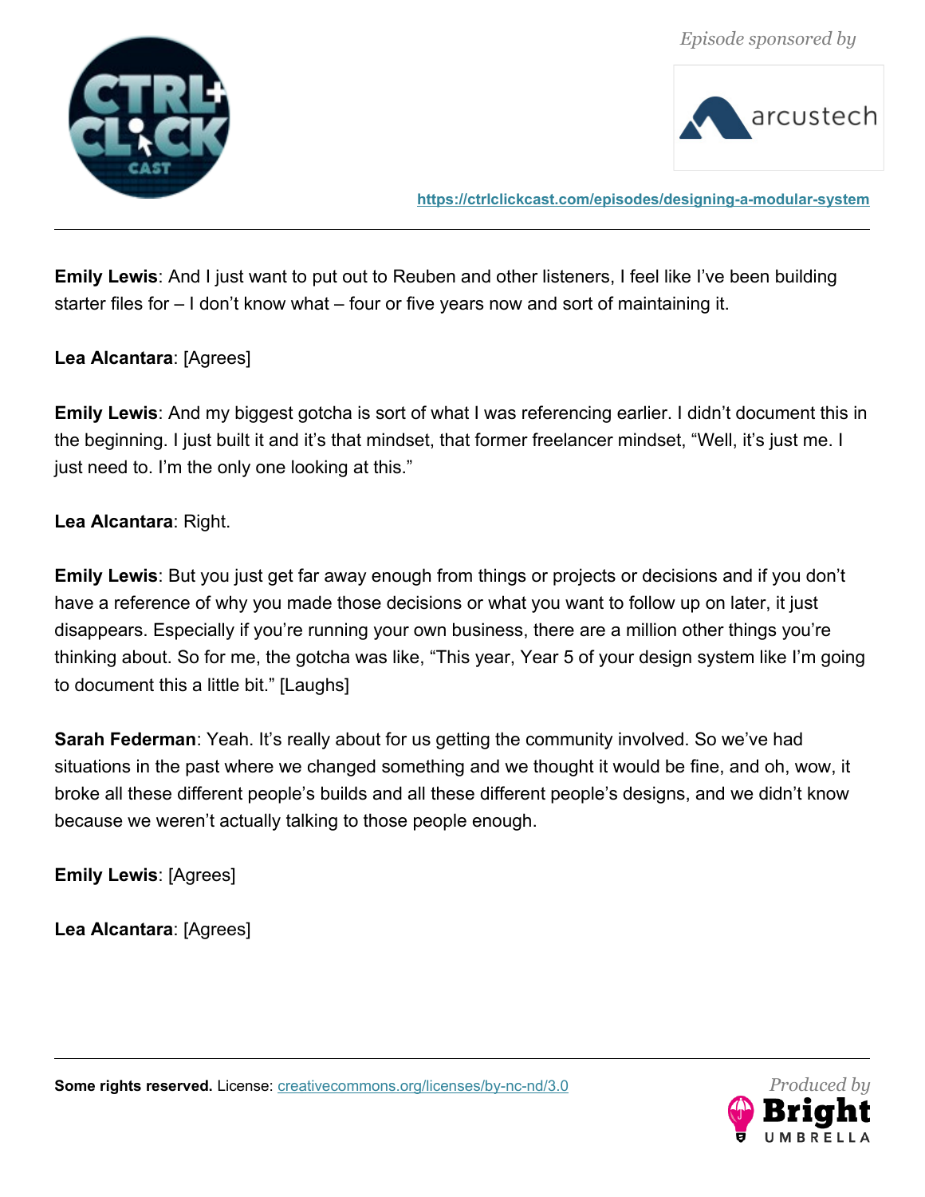**Emily Lewis**: And I just want to put out to Reuben and other listeners, I feel like I've been building starter files for – I don't know what – four or five years now and sort of maintaining it.

**Lea Alcantara**: [Agrees]

**Emily Lewis**: And my biggest gotcha is sort of what I was referencing earlier. I didn't document this in the beginning. I just built it and it's that mindset, that former freelancer mindset, "Well, it's just me. I just need to. I'm the only one looking at this."

**Lea Alcantara**: Right.

**Emily Lewis**: But you just get far away enough from things or projects or decisions and if you don't have a reference of why you made those decisions or what you want to follow up on later, it just disappears. Especially if you're running your own business, there are a million other things you're thinking about. So for me, the gotcha was like, "This year, Year 5 of your design system like I'm going to document this a little bit." [Laughs]

**Sarah Federman**: Yeah. It's really about for us getting the community involved. So we've had situations in the past where we changed something and we thought it would be fine, and oh, wow, it broke all these different people's builds and all these different people's designs, and we didn't know because we weren't actually talking to those people enough.

**Emily Lewis**: [Agrees]

**Lea Alcantara**: [Agrees]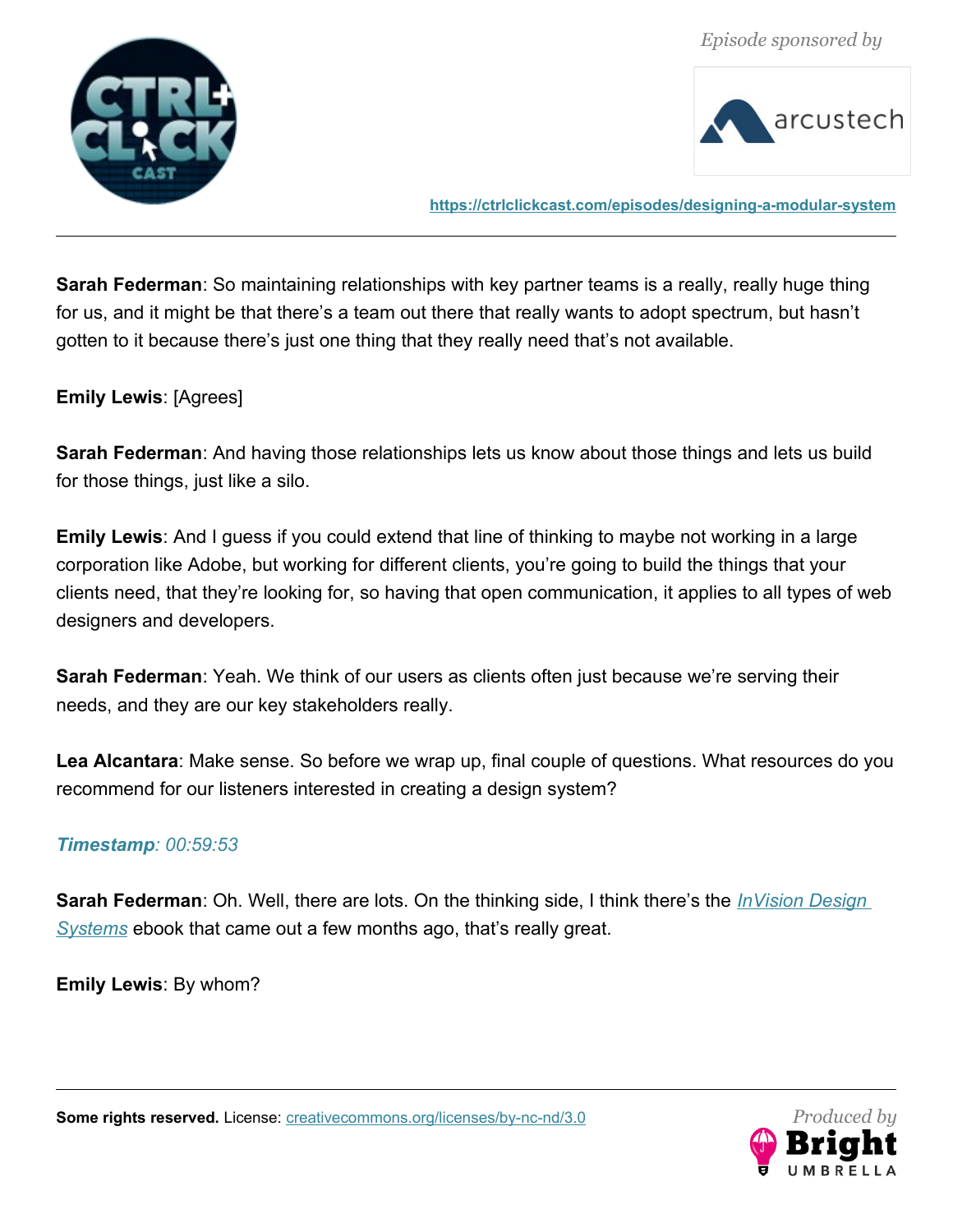**Sarah Federman**: So maintaining relationships with key partner teams is a really, really huge thing for us, and it might be that there's a team out there that really wants to adopt spectrum, but hasn't gotten to it because there's just one thing that they really need that's not available.

**Emily Lewis**: [Agrees]

**Sarah Federman**: And having those relationships lets us know about those things and lets us build for those things, just like a silo.

**Emily Lewis**: And I guess if you could extend that line of thinking to maybe not working in a large corporation like Adobe, but working for different clients, you're going to build the things that your clients need, that they're looking for, so having that open communication, it applies to all types of web designers and developers.

**Sarah Federman**: Yeah. We think of our users as clients often just because we're serving their needs, and they are our key stakeholders really.

**Lea Alcantara**: Make sense. So before we wrap up, final couple of questions. What resources do you recommend for our listeners interested in creating a design system?

***Timestamp**: 00:59:53*

**Sarah Federman**: Oh. Well, there are lots. On the thinking side, I think there's the *InVision Design Systems* ebook that came out a few months ago, that's really great.

**Emily Lewis**: By whom?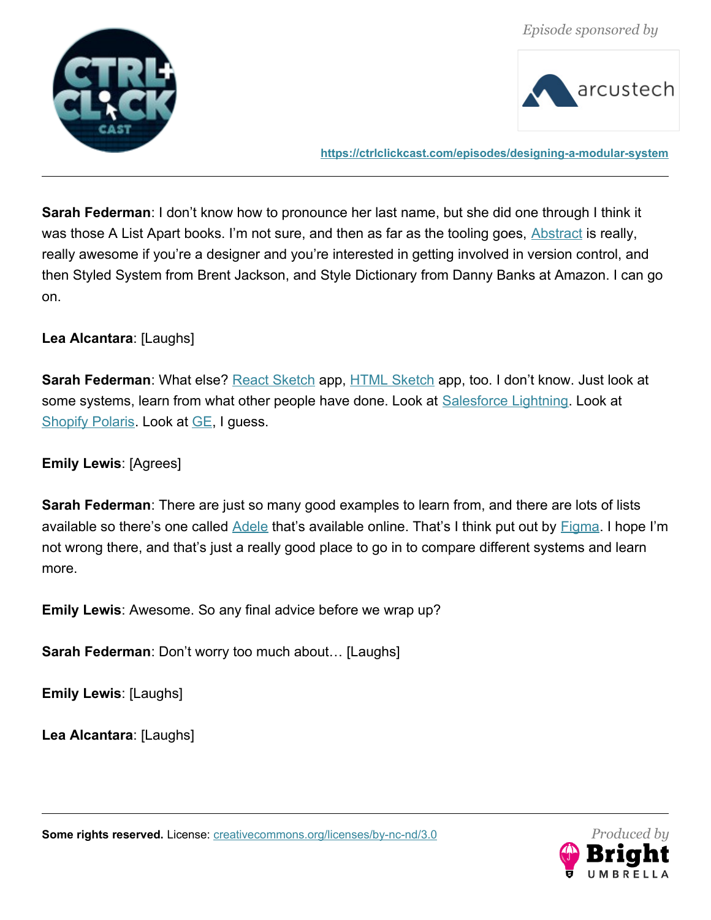**Sarah Federman**: I don't know how to pronounce her last name, but she did one through I think it was those A List Apart books. I'm not sure, and then as far as the tooling goes, Abstract is really, really awesome if you're a designer and you're interested in getting involved in version control, and then Styled System from Brent Jackson, and Style Dictionary from Danny Banks at Amazon. I can go on.

**Lea Alcantara**: [Laughs]

**Sarah Federman**: What else? React Sketch app, HTML Sketch app, too. I don't know. Just look at some systems, learn from what other people have done. Look at Salesforce Lightning. Look at Shopify Polaris. Look at GE, I guess.

**Emily Lewis**: [Agrees]

**Sarah Federman**: There are just so many good examples to learn from, and there are lots of lists available so there's one called Adele that's available online. That's I think put out by Figma. I hope I'm not wrong there, and that's just a really good place to go in to compare different systems and learn more.

**Emily Lewis**: Awesome. So any final advice before we wrap up?

**Sarah Federman**: Don't worry too much about… [Laughs]

**Emily Lewis**: [Laughs]

**Lea Alcantara**: [Laughs]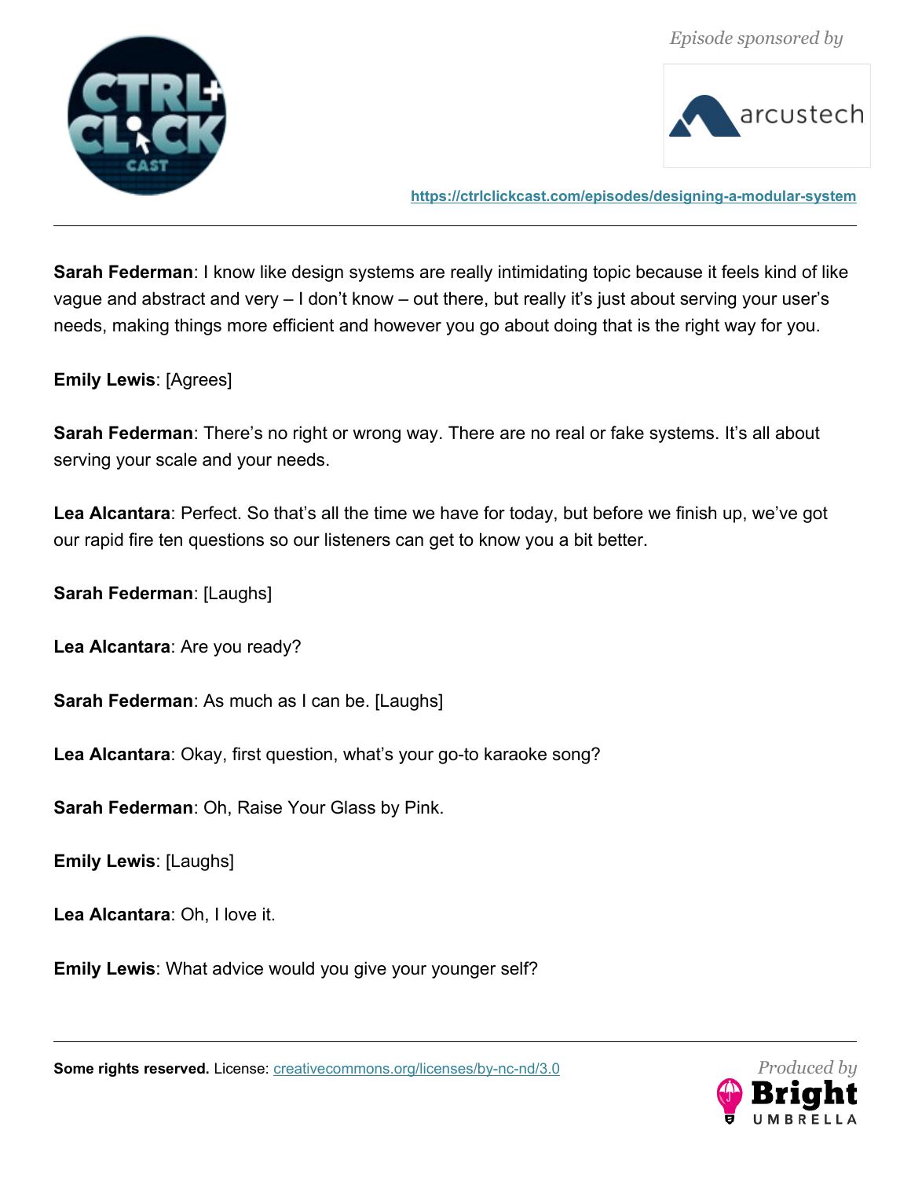**Sarah Federman**: I know like design systems are really intimidating topic because it feels kind of like vague and abstract and very – I don't know – out there, but really it's just about serving your user's needs, making things more efficient and however you go about doing that is the right way for you.

**Emily Lewis**: [Agrees]

**Sarah Federman**: There's no right or wrong way. There are no real or fake systems. It's all about serving your scale and your needs.

**Lea Alcantara**: Perfect. So that's all the time we have for today, but before we finish up, we've got our rapid fire ten questions so our listeners can get to know you a bit better.

**Sarah Federman**: [Laughs]

**Lea Alcantara**: Are you ready?

**Sarah Federman**: As much as I can be. [Laughs]

**Lea Alcantara**: Okay, first question, what's your go-to karaoke song?

**Sarah Federman**: Oh, Raise Your Glass by Pink.

**Emily Lewis**: [Laughs]

**Lea Alcantara**: Oh, I love it.

**Emily Lewis**: What advice would you give your younger self?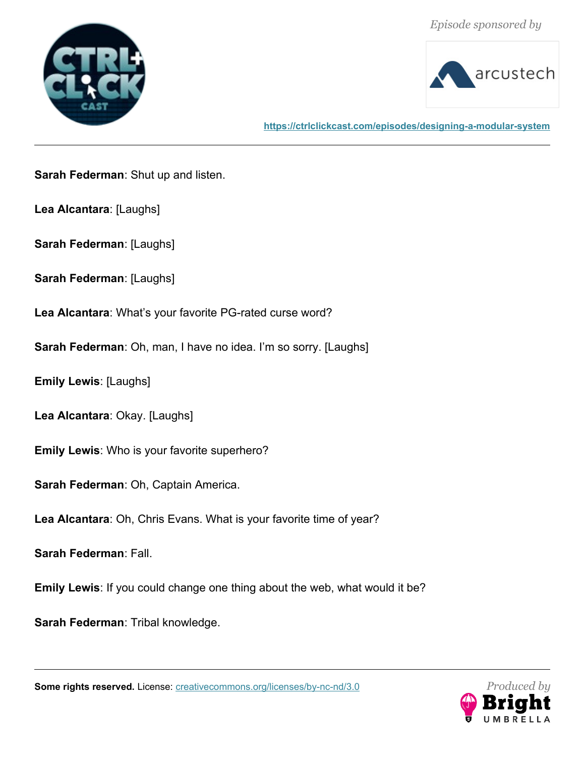**Sarah Federman**: Shut up and listen.

**Lea Alcantara**: [Laughs]

**Sarah Federman**: [Laughs]

**Sarah Federman**: [Laughs]

**Lea Alcantara**: What's your favorite PG-rated curse word?

**Sarah Federman**: Oh, man, I have no idea. I'm so sorry. [Laughs]

**Emily Lewis**: [Laughs]

**Lea Alcantara**: Okay. [Laughs]

**Emily Lewis**: Who is your favorite superhero?

**Sarah Federman**: Oh, Captain America.

**Lea Alcantara**: Oh, Chris Evans. What is your favorite time of year?

**Sarah Federman**: Fall.

**Emily Lewis**: If you could change one thing about the web, what would it be?

**Sarah Federman**: Tribal knowledge.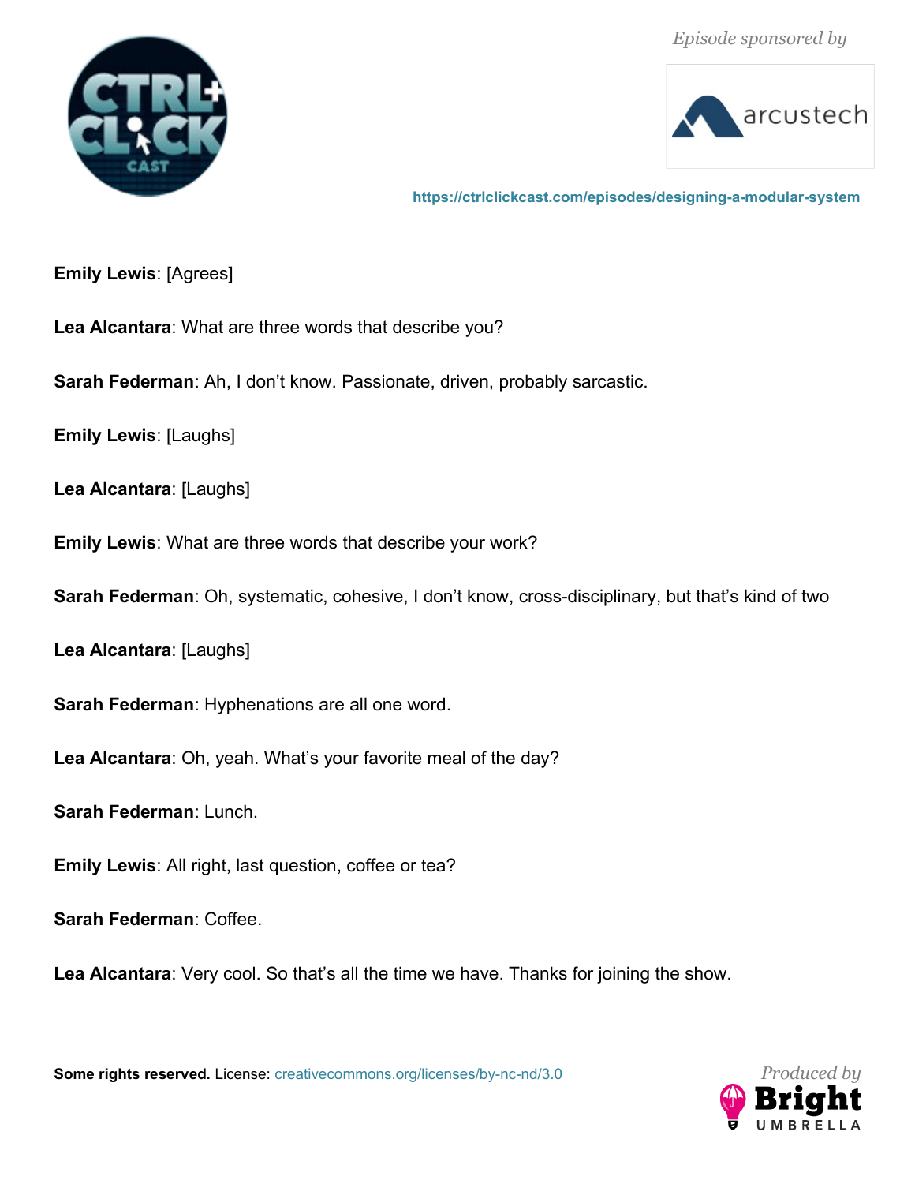**Emily Lewis**: [Agrees]

**Lea Alcantara**: What are three words that describe you?

**Sarah Federman**: Ah, I don't know. Passionate, driven, probably sarcastic.

**Emily Lewis**: [Laughs]

**Lea Alcantara**: [Laughs]

**Emily Lewis**: What are three words that describe your work?

**Sarah Federman**: Oh, systematic, cohesive, I don't know, cross-disciplinary, but that's kind of two

**Lea Alcantara**: [Laughs]

**Sarah Federman**: Hyphenations are all one word.

**Lea Alcantara**: Oh, yeah. What's your favorite meal of the day?

**Sarah Federman**: Lunch.

**Emily Lewis**: All right, last question, coffee or tea?

**Sarah Federman**: Coffee.

**Lea Alcantara**: Very cool. So that's all the time we have. Thanks for joining the show.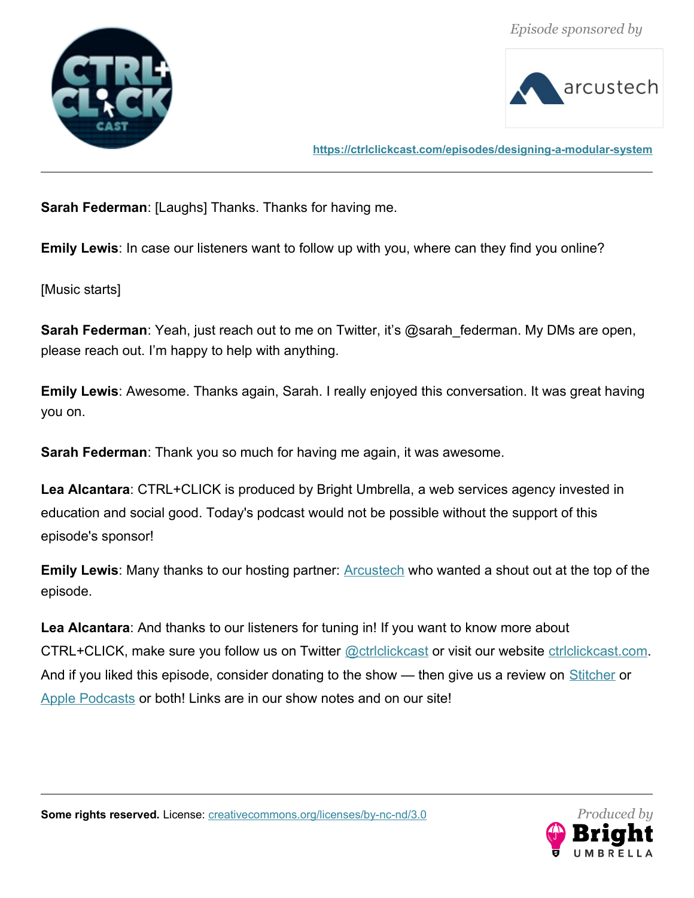**Sarah Federman**: [Laughs] Thanks. Thanks for having me.

**Emily Lewis**: In case our listeners want to follow up with you, where can they find you online?

[Music starts]

**Sarah Federman**: Yeah, just reach out to me on Twitter, it's @sarah_federman. My DMs are open, please reach out. I'm happy to help with anything.

**Emily Lewis**: Awesome. Thanks again, Sarah. I really enjoyed this conversation. It was great having you on.

**Sarah Federman**: Thank you so much for having me again, it was awesome.

**Lea Alcantara**: CTRL+CLICK is produced by Bright Umbrella, a web services agency invested in education and social good. Today's podcast would not be possible without the support of this episode's sponsor!

**Emily Lewis**: Many thanks to our hosting partner: Arcustech who wanted a shout out at the top of the episode.

**Lea Alcantara**: And thanks to our listeners for tuning in! If you want to know more about CTRL+CLICK, make sure you follow us on Twitter @ctrlclickcast or visit our website ctrlclickcast.com. And if you liked this episode, consider donating to the show — then give us a review on Stitcher or Apple Podcasts or both! Links are in our show notes and on our site!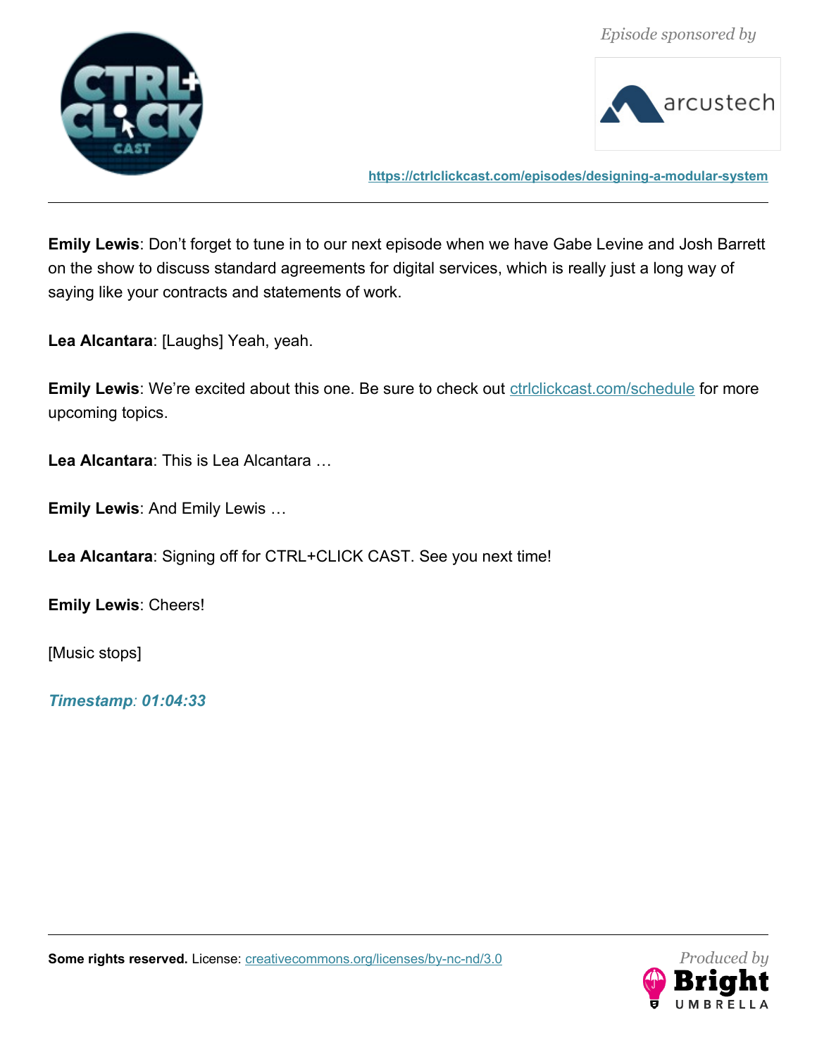**Emily Lewis**: Don't forget to tune in to our next episode when we have Gabe Levine and Josh Barrett on the show to discuss standard agreements for digital services, which is really just a long way of saying like your contracts and statements of work.

**Lea Alcantara**: [Laughs] Yeah, yeah.

**Emily Lewis**: We're excited about this one. Be sure to check out ctrlclickcast.com/schedule for more upcoming topics.

**Lea Alcantara**: This is Lea Alcantara …

**Emily Lewis**: And Emily Lewis …

**Lea Alcantara**: Signing off for CTRL+CLICK CAST. See you next time!

**Emily Lewis**: Cheers!

[Music stops]

***Timestamp**: 01:04:33*